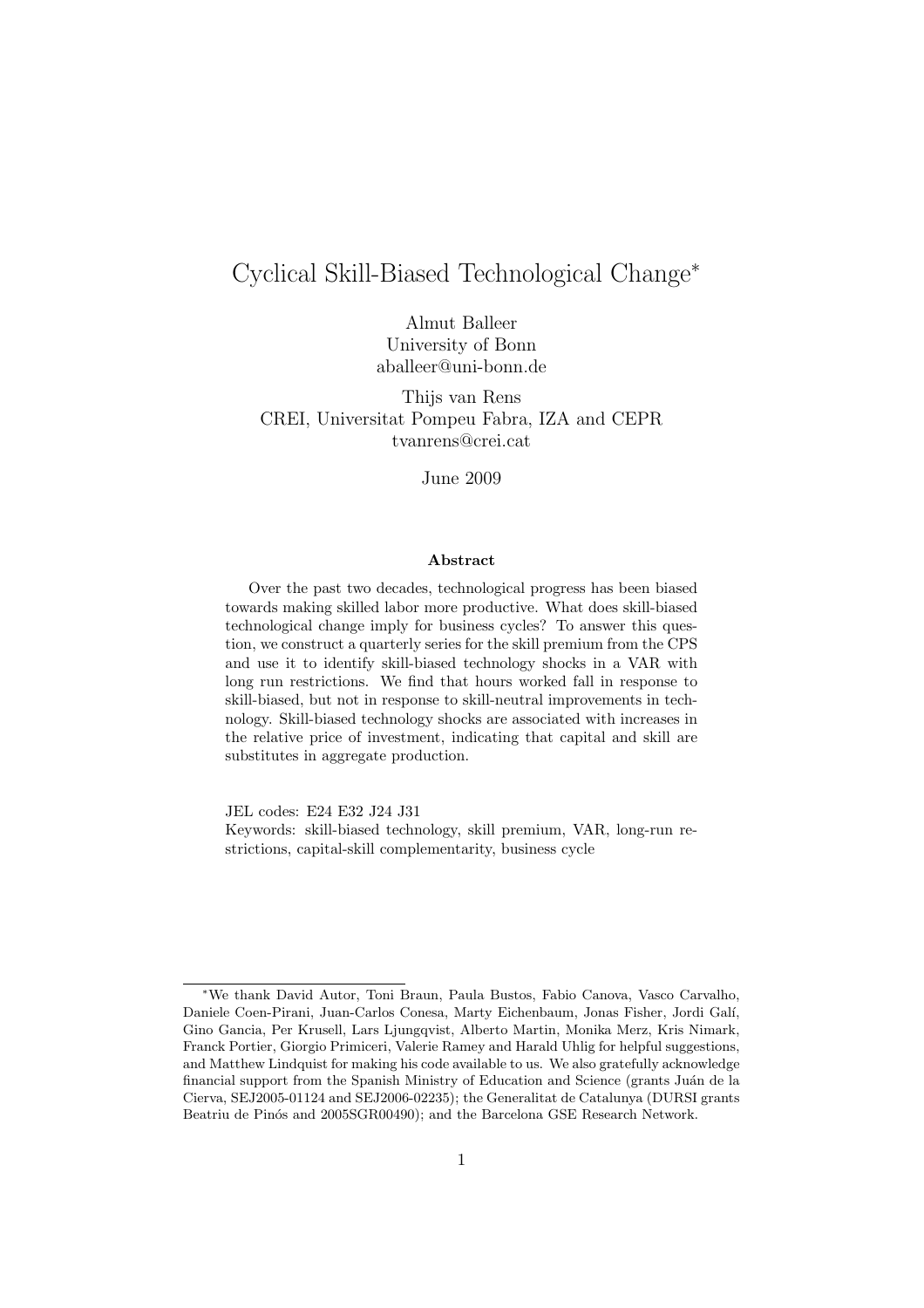# Cyclical Skill-Biased Technological Change*

Almut Balleer
University of Bonn
aballeer@uni-bonn.de

Thijs van Rens
CREI, Universitat Pompeu Fabra, IZA and CEPR
tvanrens@crei.cat

June 2009

### Abstract

Over the past two decades, technological progress has been biased towards making skilled labor more productive. What does skill-biased technological change imply for business cycles? To answer this question, we construct a quarterly series for the skill premium from the CPS and use it to identify skill-biased technology shocks in a VAR with long run restrictions. We find that hours worked fall in response to skill-biased, but not in response to skill-neutral improvements in technology. Skill-biased technology shocks are associated with increases in the relative price of investment, indicating that capital and skill are substitutes in aggregate production.

JEL codes: E24 E32 J24 J31

Keywords: skill-biased technology, skill premium, VAR, long-run restrictions, capital-skill complementarity, business cycle

---

*We thank David Autor, Toni Braun, Paula Bustos, Fabio Canova, Vasco Carvalho, Daniele Coen-Pirani, Juan-Carlos Conesa, Marty Eichenbaum, Jonas Fisher, Jordi Galí, Gino Gancia, Per Krusell, Lars Ljungqvist, Alberto Martin, Monika Merz, Kris Nimark, Franck Portier, Giorgio Primiceri, Valerie Ramey and Harald Uhlig for helpful suggestions, and Matthew Lindquist for making his code available to us. We also gratefully acknowledge financial support from the Spanish Ministry of Education and Science (grants Juán de la Cierva, SEJ2005-01124 and SEJ2006-02235); the Generalitat de Catalunya (DURSI grants Beatriu de Pinós and 2005SGR00490); and the Barcelona GSE Research Network.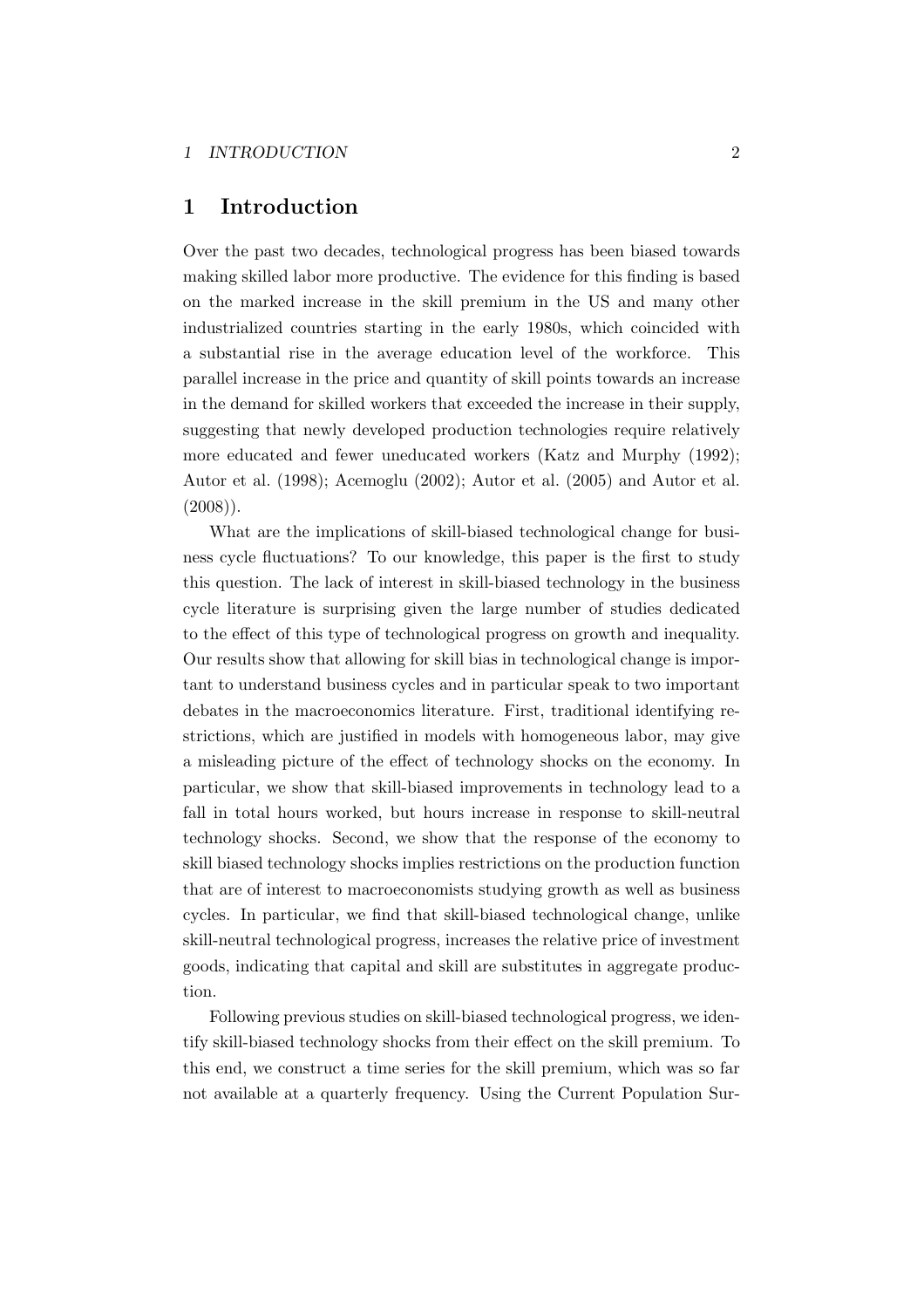# 1 Introduction

Over the past two decades, technological progress has been biased towards making skilled labor more productive. The evidence for this finding is based on the marked increase in the skill premium in the US and many other industrialized countries starting in the early 1980s, which coincided with a substantial rise in the average education level of the workforce. This parallel increase in the price and quantity of skill points towards an increase in the demand for skilled workers that exceeded the increase in their supply, suggesting that newly developed production technologies require relatively more educated and fewer uneducated workers (Katz and Murphy (1992); Autor et al. (1998); Acemoglu (2002); Autor et al. (2005) and Autor et al. (2008)).

What are the implications of skill-biased technological change for business cycle fluctuations? To our knowledge, this paper is the first to study this question. The lack of interest in skill-biased technology in the business cycle literature is surprising given the large number of studies dedicated to the effect of this type of technological progress on growth and inequality. Our results show that allowing for skill bias in technological change is important to understand business cycles and in particular speak to two important debates in the macroeconomics literature. First, traditional identifying restrictions, which are justified in models with homogeneous labor, may give a misleading picture of the effect of technology shocks on the economy. In particular, we show that skill-biased improvements in technology lead to a fall in total hours worked, but hours increase in response to skill-neutral technology shocks. Second, we show that the response of the economy to skill biased technology shocks implies restrictions on the production function that are of interest to macroeconomists studying growth as well as business cycles. In particular, we find that skill-biased technological change, unlike skill-neutral technological progress, increases the relative price of investment goods, indicating that capital and skill are substitutes in aggregate production.

Following previous studies on skill-biased technological progress, we identify skill-biased technology shocks from their effect on the skill premium. To this end, we construct a time series for the skill premium, which was so far not available at a quarterly frequency. Using the Current Population Sur-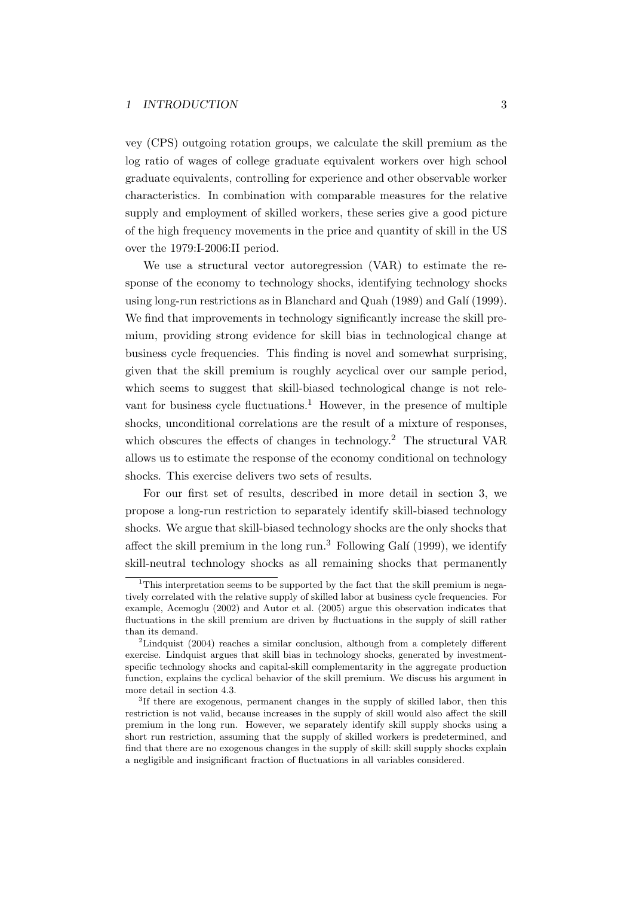vey (CPS) outgoing rotation groups, we calculate the skill premium as the log ratio of wages of college graduate equivalent workers over high school graduate equivalents, controlling for experience and other observable worker characteristics. In combination with comparable measures for the relative supply and employment of skilled workers, these series give a good picture of the high frequency movements in the price and quantity of skill in the US over the 1979:I-2006:II period.

We use a structural vector autoregression (VAR) to estimate the response of the economy to technology shocks, identifying technology shocks using long-run restrictions as in Blanchard and Quah (1989) and Galí (1999). We find that improvements in technology significantly increase the skill premium, providing strong evidence for skill bias in technological change at business cycle frequencies. This finding is novel and somewhat surprising, given that the skill premium is roughly acyclical over our sample period, which seems to suggest that skill-biased technological change is not relevant for business cycle fluctuations.[1] However, in the presence of multiple shocks, unconditional correlations are the result of a mixture of responses, which obscures the effects of changes in technology.[2] The structural VAR allows us to estimate the response of the economy conditional on technology shocks. This exercise delivers two sets of results.

For our first set of results, described in more detail in section 3, we propose a long-run restriction to separately identify skill-biased technology shocks. We argue that skill-biased technology shocks are the only shocks that affect the skill premium in the long run.[3] Following Galí (1999), we identify skill-neutral technology shocks as all remaining shocks that permanently

---

[1] This interpretation seems to be supported by the fact that the skill premium is negatively correlated with the relative supply of skilled labor at business cycle frequencies. For example, Acemoglu (2002) and Autor et al. (2005) argue this observation indicates that fluctuations in the skill premium are driven by fluctuations in the supply of skill rather than its demand.

[2] Lindquist (2004) reaches a similar conclusion, although from a completely different exercise. Lindquist argues that skill bias in technology shocks, generated by investment-specific technology shocks and capital-skill complementarity in the aggregate production function, explains the cyclical behavior of the skill premium. We discuss his argument in more detail in section 4.3.

[3] If there are exogenous, permanent changes in the supply of skilled labor, then this restriction is not valid, because increases in the supply of skill would also affect the skill premium in the long run. However, we separately identify skill supply shocks using a short run restriction, assuming that the supply of skilled workers is predetermined, and find that there are no exogenous changes in the supply of skill: skill supply shocks explain a negligible and insignificant fraction of fluctuations in all variables considered.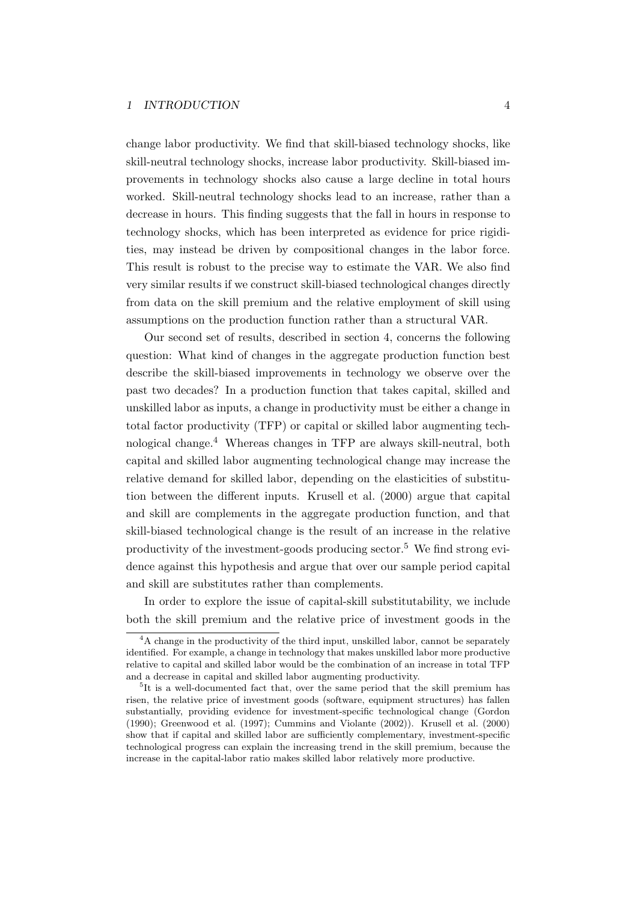change labor productivity. We find that skill-biased technology shocks, like skill-neutral technology shocks, increase labor productivity. Skill-biased improvements in technology shocks also cause a large decline in total hours worked. Skill-neutral technology shocks lead to an increase, rather than a decrease in hours. This finding suggests that the fall in hours in response to technology shocks, which has been interpreted as evidence for price rigidities, may instead be driven by compositional changes in the labor force. This result is robust to the precise way to estimate the VAR. We also find very similar results if we construct skill-biased technological changes directly from data on the skill premium and the relative employment of skill using assumptions on the production function rather than a structural VAR.

Our second set of results, described in section 4, concerns the following question: What kind of changes in the aggregate production function best describe the skill-biased improvements in technology we observe over the past two decades? In a production function that takes capital, skilled and unskilled labor as inputs, a change in productivity must be either a change in total factor productivity (TFP) or capital or skilled labor augmenting technological change.[4] Whereas changes in TFP are always skill-neutral, both capital and skilled labor augmenting technological change may increase the relative demand for skilled labor, depending on the elasticities of substitution between the different inputs. Krusell et al. (2000) argue that capital and skill are complements in the aggregate production function, and that skill-biased technological change is the result of an increase in the relative productivity of the investment-goods producing sector.[5] We find strong evidence against this hypothesis and argue that over our sample period capital and skill are substitutes rather than complements.

In order to explore the issue of capital-skill substitutability, we include both the skill premium and the relative price of investment goods in the

[4] A change in the productivity of the third input, unskilled labor, cannot be separately identified. For example, a change in technology that makes unskilled labor more productive relative to capital and skilled labor would be the combination of an increase in total TFP and a decrease in capital and skilled labor augmenting productivity.

[5] It is a well-documented fact that, over the same period that the skill premium has risen, the relative price of investment goods (software, equipment structures) has fallen substantially, providing evidence for investment-specific technological change (Gordon (1990); Greenwood et al. (1997); Cummins and Violante (2002)). Krusell et al. (2000) show that if capital and skilled labor are sufficiently complementary, investment-specific technological progress can explain the increasing trend in the skill premium, because the increase in the capital-labor ratio makes skilled labor relatively more productive.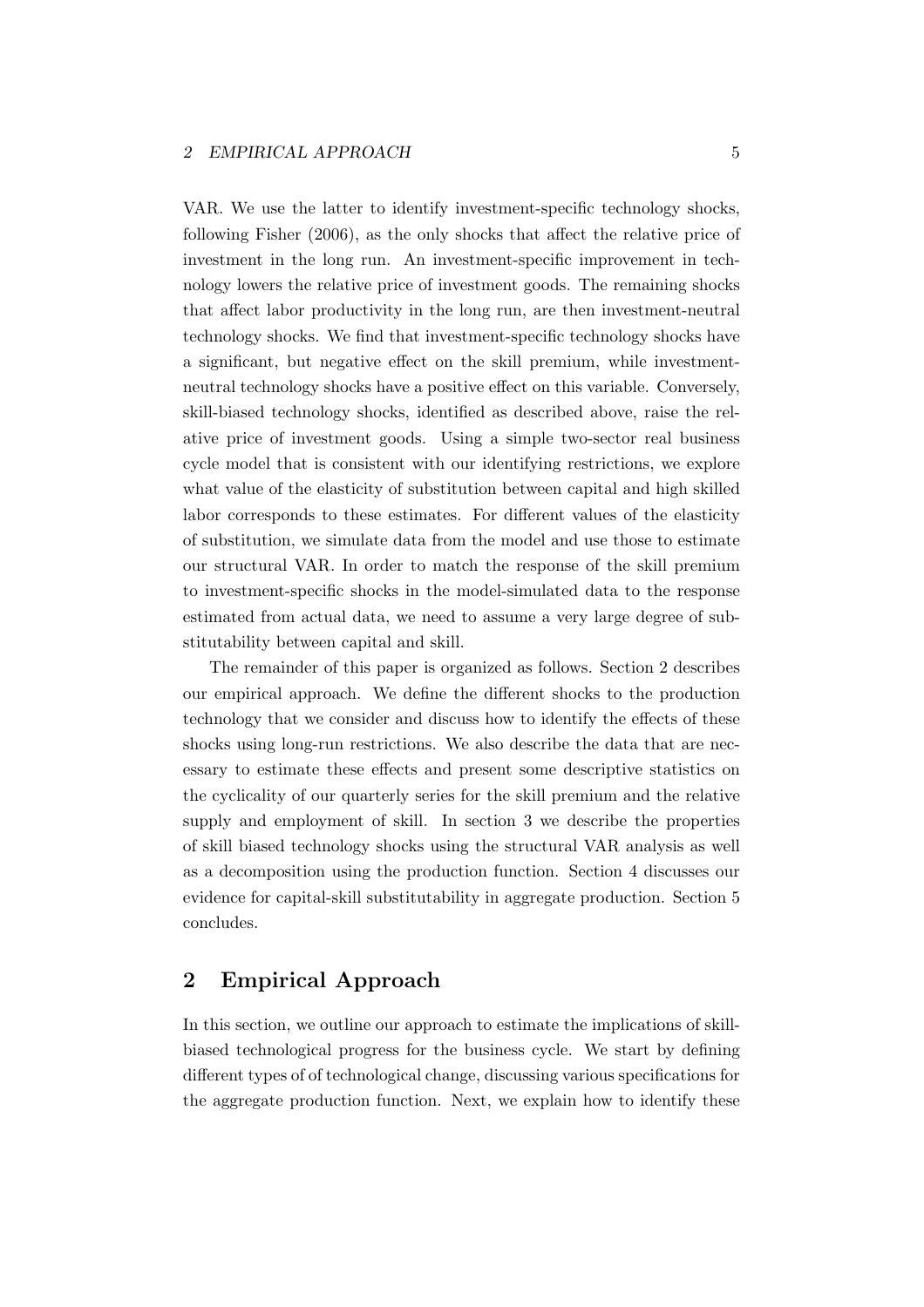VAR. We use the latter to identify investment-specific technology shocks, following Fisher (2006), as the only shocks that affect the relative price of investment in the long run. An investment-specific improvement in technology lowers the relative price of investment goods. The remaining shocks that affect labor productivity in the long run, are then investment-neutral technology shocks. We find that investment-specific technology shocks have a significant, but negative effect on the skill premium, while investment-neutral technology shocks have a positive effect on this variable. Conversely, skill-biased technology shocks, identified as described above, raise the relative price of investment goods. Using a simple two-sector real business cycle model that is consistent with our identifying restrictions, we explore what value of the elasticity of substitution between capital and high skilled labor corresponds to these estimates. For different values of the elasticity of substitution, we simulate data from the model and use those to estimate our structural VAR. In order to match the response of the skill premium to investment-specific shocks in the model-simulated data to the response estimated from actual data, we need to assume a very large degree of substitutability between capital and skill.

The remainder of this paper is organized as follows. Section 2 describes our empirical approach. We define the different shocks to the production technology that we consider and discuss how to identify the effects of these shocks using long-run restrictions. We also describe the data that are necessary to estimate these effects and present some descriptive statistics on the cyclicality of our quarterly series for the skill premium and the relative supply and employment of skill. In section 3 we describe the properties of skill biased technology shocks using the structural VAR analysis as well as a decomposition using the production function. Section 4 discusses our evidence for capital-skill substitutability in aggregate production. Section 5 concludes.

## 2 Empirical Approach

In this section, we outline our approach to estimate the implications of skill-biased technological progress for the business cycle. We start by defining different types of of technological change, discussing various specifications for the aggregate production function. Next, we explain how to identify these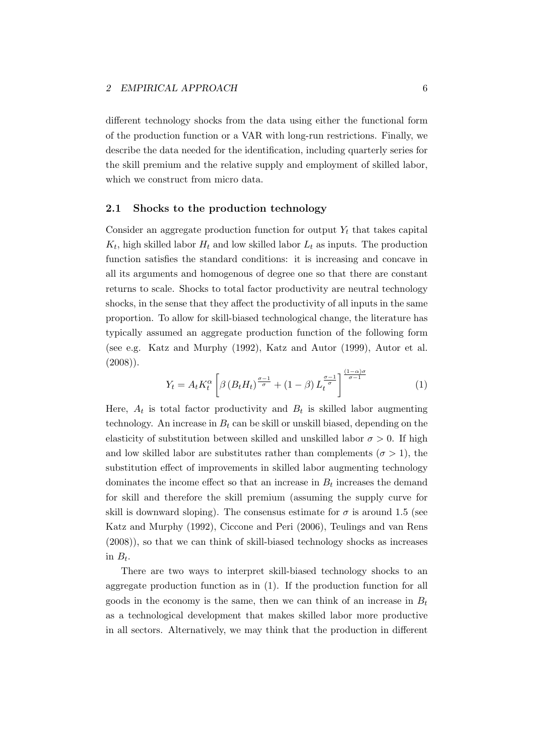different technology shocks from the data using either the functional form of the production function or a VAR with long-run restrictions. Finally, we describe the data needed for the identification, including quarterly series for the skill premium and the relative supply and employment of skilled labor, which we construct from micro data.

## 2.1 Shocks to the production technology

Consider an aggregate production function for output $Y_t$ that takes capital $K_t$, high skilled labor $H_t$ and low skilled labor $L_t$ as inputs. The production function satisfies the standard conditions: it is increasing and concave in all its arguments and homogenous of degree one so that there are constant returns to scale. Shocks to total factor productivity are neutral technology shocks, in the sense that they affect the productivity of all inputs in the same proportion. To allow for skill-biased technological change, the literature has typically assumed an aggregate production function of the following form (see e.g. Katz and Murphy (1992), Katz and Autor (1999), Autor et al. (2008)).

$$Y_t = A_t K_t^{\alpha} \left[ \beta \left( B_t H_t \right)^{\frac{\sigma-1}{\sigma}} + (1-\beta) L_t^{\frac{\sigma-1}{\sigma}} \right]^{\frac{(1-\alpha)\sigma}{\sigma-1}} \tag{1}$$

Here, $A_t$ is total factor productivity and $B_t$ is skilled labor augmenting technology. An increase in $B_t$ can be skill or unskill biased, depending on the elasticity of substitution between skilled and unskilled labor $\sigma > 0$. If high and low skilled labor are substitutes rather than complements ($\sigma > 1$), the substitution effect of improvements in skilled labor augmenting technology dominates the income effect so that an increase in $B_t$ increases the demand for skill and therefore the skill premium (assuming the supply curve for skill is downward sloping). The consensus estimate for $\sigma$ is around 1.5 (see Katz and Murphy (1992), Ciccone and Peri (2006), Teulings and van Rens (2008)), so that we can think of skill-biased technology shocks as increases in $B_t$.

There are two ways to interpret skill-biased technology shocks to an aggregate production function as in (1). If the production function for all goods in the economy is the same, then we can think of an increase in $B_t$ as a technological development that makes skilled labor more productive in all sectors. Alternatively, we may think that the production in different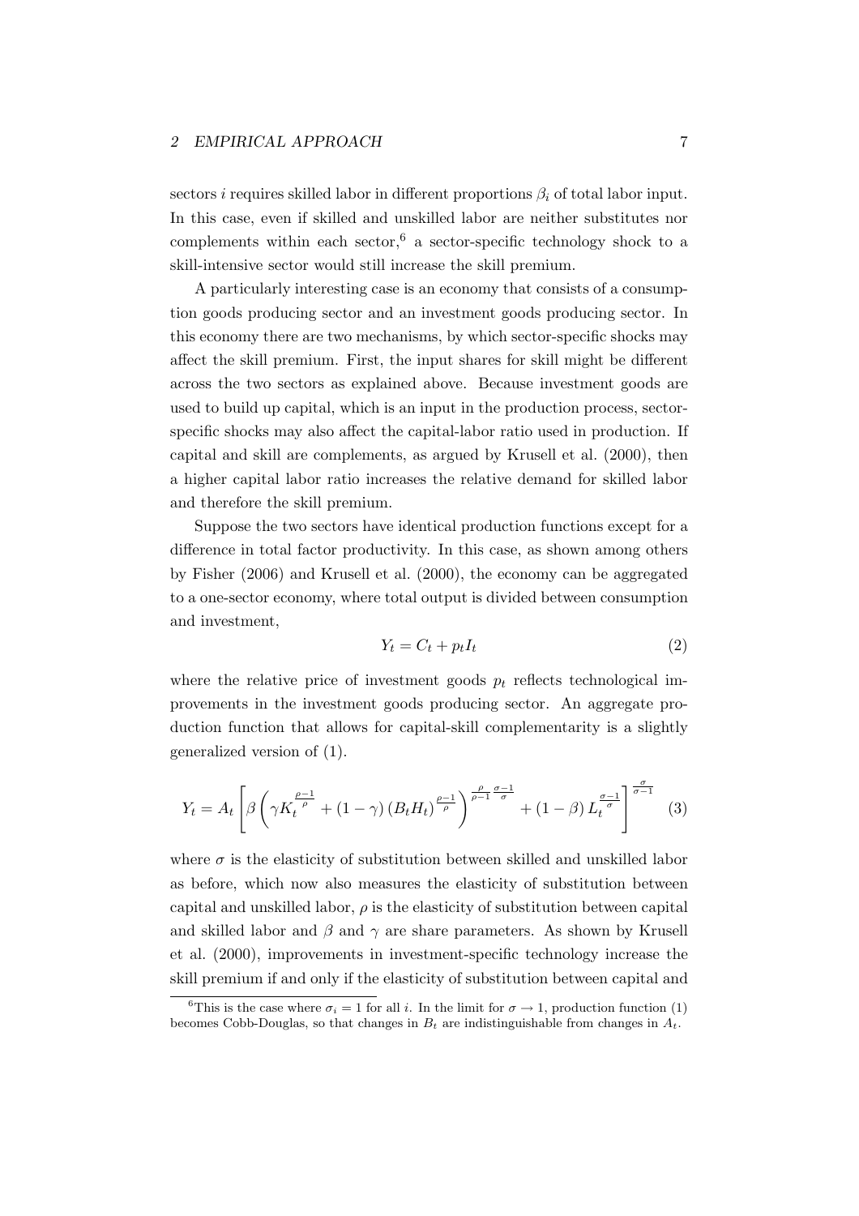sectors $i$ requires skilled labor in different proportions $\beta_i$ of total labor input. In this case, even if skilled and unskilled labor are neither substitutes nor complements within each sector,[6] a sector-specific technology shock to a skill-intensive sector would still increase the skill premium.

A particularly interesting case is an economy that consists of a consumption goods producing sector and an investment goods producing sector. In this economy there are two mechanisms, by which sector-specific shocks may affect the skill premium. First, the input shares for skill might be different across the two sectors as explained above. Because investment goods are used to build up capital, which is an input in the production process, sector-specific shocks may also affect the capital-labor ratio used in production. If capital and skill are complements, as argued by Krusell et al. (2000), then a higher capital labor ratio increases the relative demand for skilled labor and therefore the skill premium.

Suppose the two sectors have identical production functions except for a difference in total factor productivity. In this case, as shown among others by Fisher (2006) and Krusell et al. (2000), the economy can be aggregated to a one-sector economy, where total output is divided between consumption and investment,

$$Y_t = C_t + p_t I_t \tag{2}$$

where the relative price of investment goods $p_t$ reflects technological improvements in the investment goods producing sector. An aggregate production function that allows for capital-skill complementarity is a slightly generalized version of (1).

$$Y_t = A_t \left[ \beta \left( \gamma K_t^{\frac{\rho-1}{\rho}} + (1-\gamma)\left(B_t H_t\right)^{\frac{\rho-1}{\rho}} \right)^{\frac{\rho}{\rho-1}\frac{\sigma-1}{\sigma}} + (1-\beta) L_t^{\frac{\sigma-1}{\sigma}} \right]^{\frac{\sigma}{\sigma-1}} \tag{3}$$

where $\sigma$ is the elasticity of substitution between skilled and unskilled labor as before, which now also measures the elasticity of substitution between capital and unskilled labor, $\rho$ is the elasticity of substitution between capital and skilled labor and $\beta$ and $\gamma$ are share parameters. As shown by Krusell et al. (2000), improvements in investment-specific technology increase the skill premium if and only if the elasticity of substitution between capital and

[6] This is the case where $\sigma_i = 1$ for all $i$. In the limit for $\sigma \to 1$, production function (1) becomes Cobb-Douglas, so that changes in $B_t$ are indistinguishable from changes in $A_t$.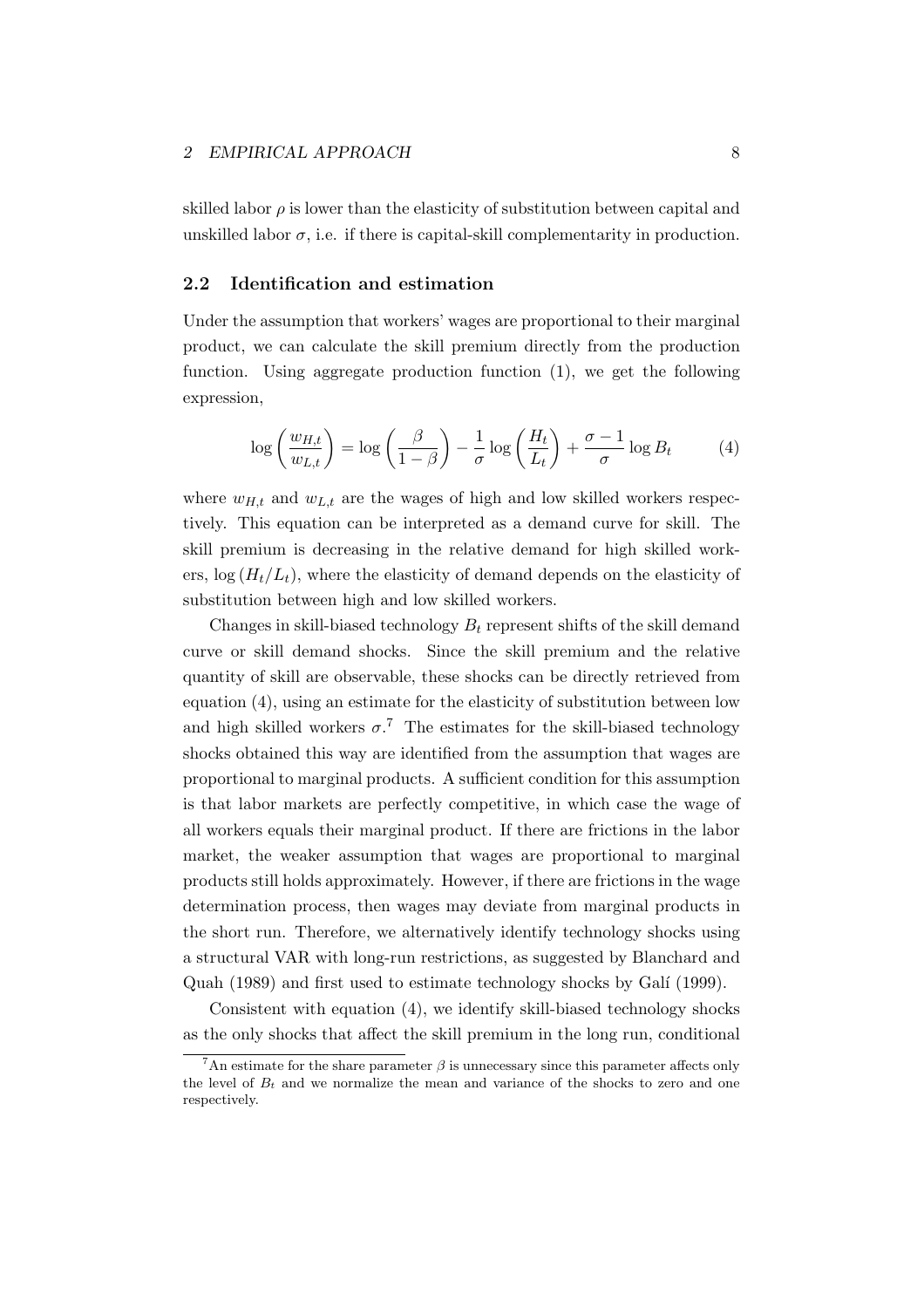skilled labor $\rho$ is lower than the elasticity of substitution between capital and unskilled labor $\sigma$, i.e. if there is capital-skill complementarity in production.

## 2.2 Identification and estimation

Under the assumption that workers' wages are proportional to their marginal product, we can calculate the skill premium directly from the production function. Using aggregate production function (1), we get the following expression,

$$\log\left(\frac{w_{H,t}}{w_{L,t}}\right) = \log\left(\frac{\beta}{1-\beta}\right) - \frac{1}{\sigma}\log\left(\frac{H_t}{L_t}\right) + \frac{\sigma-1}{\sigma}\log B_t \qquad (4)$$

where $w_{H,t}$ and $w_{L,t}$ are the wages of high and low skilled workers respectively. This equation can be interpreted as a demand curve for skill. The skill premium is decreasing in the relative demand for high skilled workers, $\log(H_t/L_t)$, where the elasticity of demand depends on the elasticity of substitution between high and low skilled workers.

Changes in skill-biased technology $B_t$ represent shifts of the skill demand curve or skill demand shocks. Since the skill premium and the relative quantity of skill are observable, these shocks can be directly retrieved from equation (4), using an estimate for the elasticity of substitution between low and high skilled workers $\sigma$.[7] The estimates for the skill-biased technology shocks obtained this way are identified from the assumption that wages are proportional to marginal products. A sufficient condition for this assumption is that labor markets are perfectly competitive, in which case the wage of all workers equals their marginal product. If there are frictions in the labor market, the weaker assumption that wages are proportional to marginal products still holds approximately. However, if there are frictions in the wage determination process, then wages may deviate from marginal products in the short run. Therefore, we alternatively identify technology shocks using a structural VAR with long-run restrictions, as suggested by Blanchard and Quah (1989) and first used to estimate technology shocks by Galí (1999).

Consistent with equation (4), we identify skill-biased technology shocks as the only shocks that affect the skill premium in the long run, conditional

[7] An estimate for the share parameter $\beta$ is unnecessary since this parameter affects only the level of $B_t$ and we normalize the mean and variance of the shocks to zero and one respectively.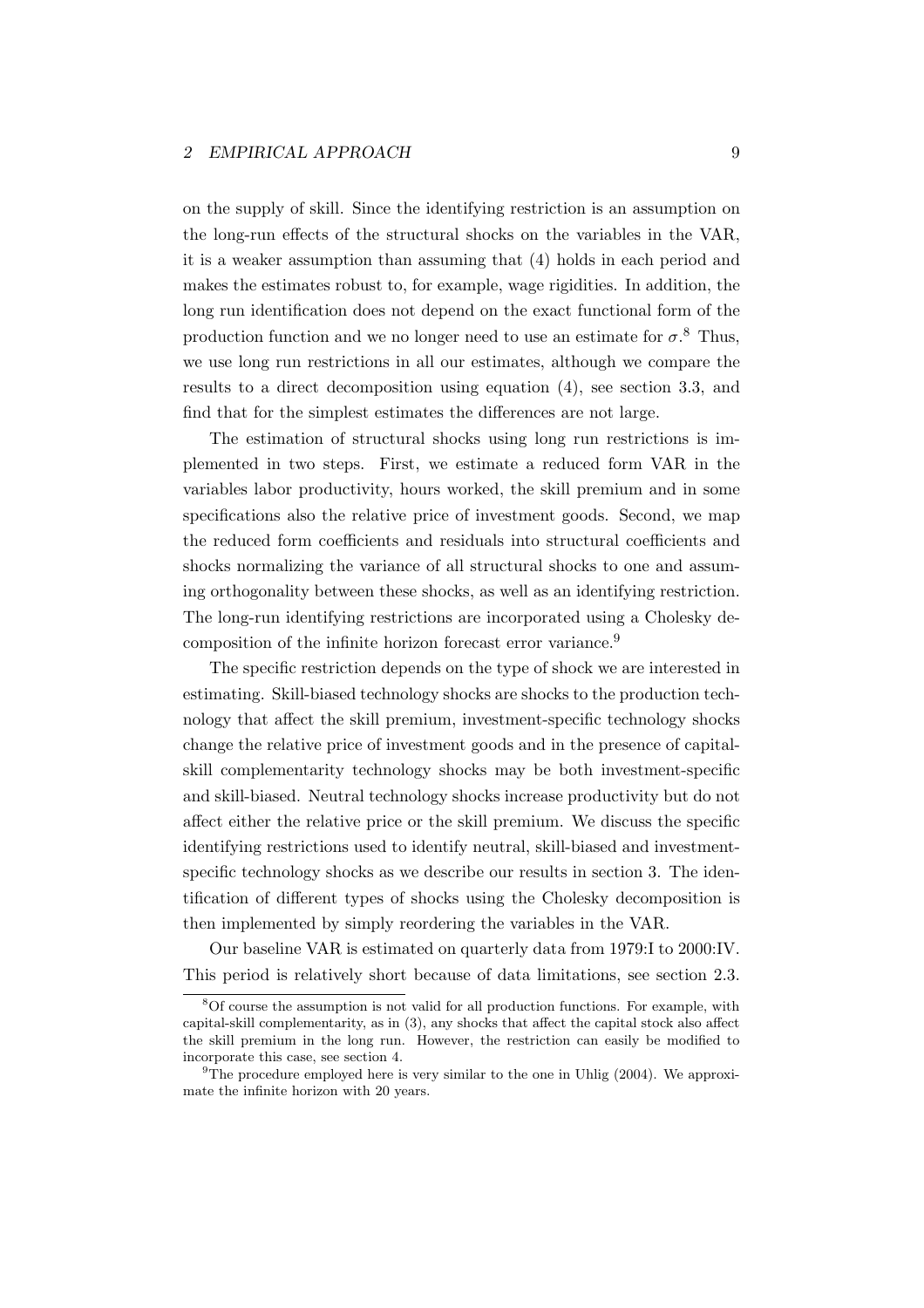on the supply of skill. Since the identifying restriction is an assumption on the long-run effects of the structural shocks on the variables in the VAR, it is a weaker assumption than assuming that (4) holds in each period and makes the estimates robust to, for example, wage rigidities. In addition, the long run identification does not depend on the exact functional form of the production function and we no longer need to use an estimate for $\sigma$.[8] Thus, we use long run restrictions in all our estimates, although we compare the results to a direct decomposition using equation (4), see section 3.3, and find that for the simplest estimates the differences are not large.

The estimation of structural shocks using long run restrictions is implemented in two steps. First, we estimate a reduced form VAR in the variables labor productivity, hours worked, the skill premium and in some specifications also the relative price of investment goods. Second, we map the reduced form coefficients and residuals into structural coefficients and shocks normalizing the variance of all structural shocks to one and assuming orthogonality between these shocks, as well as an identifying restriction. The long-run identifying restrictions are incorporated using a Cholesky decomposition of the infinite horizon forecast error variance.[9]

The specific restriction depends on the type of shock we are interested in estimating. Skill-biased technology shocks are shocks to the production technology that affect the skill premium, investment-specific technology shocks change the relative price of investment goods and in the presence of capital-skill complementarity technology shocks may be both investment-specific and skill-biased. Neutral technology shocks increase productivity but do not affect either the relative price or the skill premium. We discuss the specific identifying restrictions used to identify neutral, skill-biased and investment-specific technology shocks as we describe our results in section 3. The identification of different types of shocks using the Cholesky decomposition is then implemented by simply reordering the variables in the VAR.

Our baseline VAR is estimated on quarterly data from 1979:I to 2000:IV. This period is relatively short because of data limitations, see section 2.3.

[8] Of course the assumption is not valid for all production functions. For example, with capital-skill complementarity, as in (3), any shocks that affect the capital stock also affect the skill premium in the long run. However, the restriction can easily be modified to incorporate this case, see section 4.

[9] The procedure employed here is very similar to the one in Uhlig (2004). We approximate the infinite horizon with 20 years.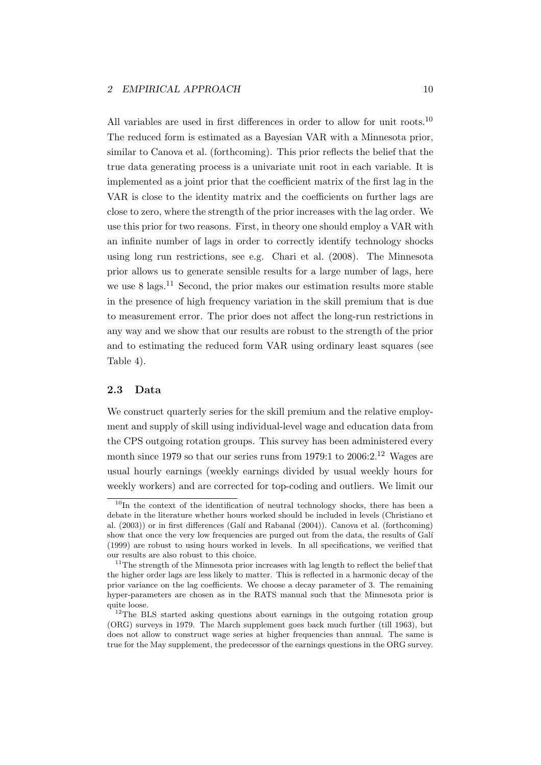All variables are used in first differences in order to allow for unit roots.[10] The reduced form is estimated as a Bayesian VAR with a Minnesota prior, similar to Canova et al. (forthcoming). This prior reflects the belief that the true data generating process is a univariate unit root in each variable. It is implemented as a joint prior that the coefficient matrix of the first lag in the VAR is close to the identity matrix and the coefficients on further lags are close to zero, where the strength of the prior increases with the lag order. We use this prior for two reasons. First, in theory one should employ a VAR with an infinite number of lags in order to correctly identify technology shocks using long run restrictions, see e.g. Chari et al. (2008). The Minnesota prior allows us to generate sensible results for a large number of lags, here we use 8 lags.[11] Second, the prior makes our estimation results more stable in the presence of high frequency variation in the skill premium that is due to measurement error. The prior does not affect the long-run restrictions in any way and we show that our results are robust to the strength of the prior and to estimating the reduced form VAR using ordinary least squares (see Table 4).

### 2.3 Data

We construct quarterly series for the skill premium and the relative employment and supply of skill using individual-level wage and education data from the CPS outgoing rotation groups. This survey has been administered every month since 1979 so that our series runs from 1979:1 to 2006:2.[12] Wages are usual hourly earnings (weekly earnings divided by usual weekly hours for weekly workers) and are corrected for top-coding and outliers. We limit our

---

[10] In the context of the identification of neutral technology shocks, there has been a debate in the literature whether hours worked should be included in levels (Christiano et al. (2003)) or in first differences (Galí and Rabanal (2004)). Canova et al. (forthcoming) show that once the very low frequencies are purged out from the data, the results of Galí (1999) are robust to using hours worked in levels. In all specifications, we verified that our results are also robust to this choice.

[11] The strength of the Minnesota prior increases with lag length to reflect the belief that the higher order lags are less likely to matter. This is reflected in a harmonic decay of the prior variance on the lag coefficients. We choose a decay parameter of 3. The remaining hyper-parameters are chosen as in the RATS manual such that the Minnesota prior is quite loose.

[12] The BLS started asking questions about earnings in the outgoing rotation group (ORG) surveys in 1979. The March supplement goes back much further (till 1963), but does not allow to construct wage series at higher frequencies than annual. The same is true for the May supplement, the predecessor of the earnings questions in the ORG survey.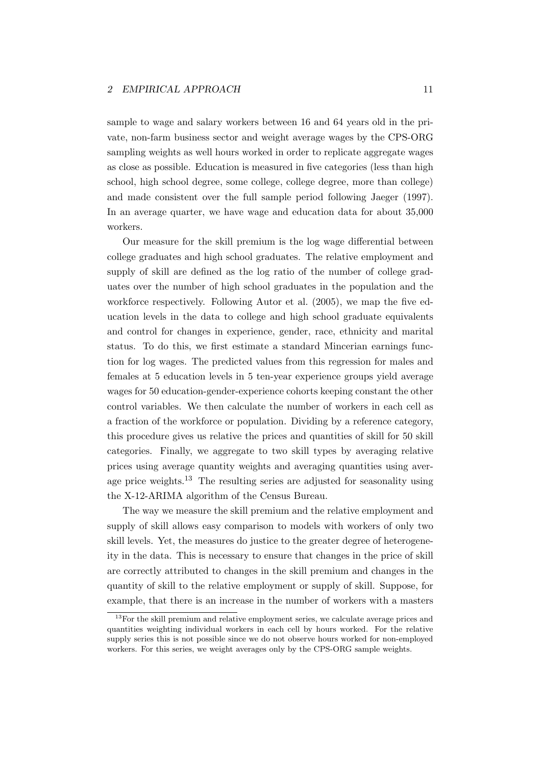sample to wage and salary workers between 16 and 64 years old in the private, non-farm business sector and weight average wages by the CPS-ORG sampling weights as well hours worked in order to replicate aggregate wages as close as possible. Education is measured in five categories (less than high school, high school degree, some college, college degree, more than college) and made consistent over the full sample period following Jaeger (1997). In an average quarter, we have wage and education data for about 35,000 workers.

Our measure for the skill premium is the log wage differential between college graduates and high school graduates. The relative employment and supply of skill are defined as the log ratio of the number of college graduates over the number of high school graduates in the population and the workforce respectively. Following Autor et al. (2005), we map the five education levels in the data to college and high school graduate equivalents and control for changes in experience, gender, race, ethnicity and marital status. To do this, we first estimate a standard Mincerian earnings function for log wages. The predicted values from this regression for males and females at 5 education levels in 5 ten-year experience groups yield average wages for 50 education-gender-experience cohorts keeping constant the other control variables. We then calculate the number of workers in each cell as a fraction of the workforce or population. Dividing by a reference category, this procedure gives us relative the prices and quantities of skill for 50 skill categories. Finally, we aggregate to two skill types by averaging relative prices using average quantity weights and averaging quantities using average price weights.[13] The resulting series are adjusted for seasonality using the X-12-ARIMA algorithm of the Census Bureau.

The way we measure the skill premium and the relative employment and supply of skill allows easy comparison to models with workers of only two skill levels. Yet, the measures do justice to the greater degree of heterogeneity in the data. This is necessary to ensure that changes in the price of skill are correctly attributed to changes in the skill premium and changes in the quantity of skill to the relative employment or supply of skill. Suppose, for example, that there is an increase in the number of workers with a masters

[13] For the skill premium and relative employment series, we calculate average prices and quantities weighting individual workers in each cell by hours worked. For the relative supply series this is not possible since we do not observe hours worked for non-employed workers. For this series, we weight averages only by the CPS-ORG sample weights.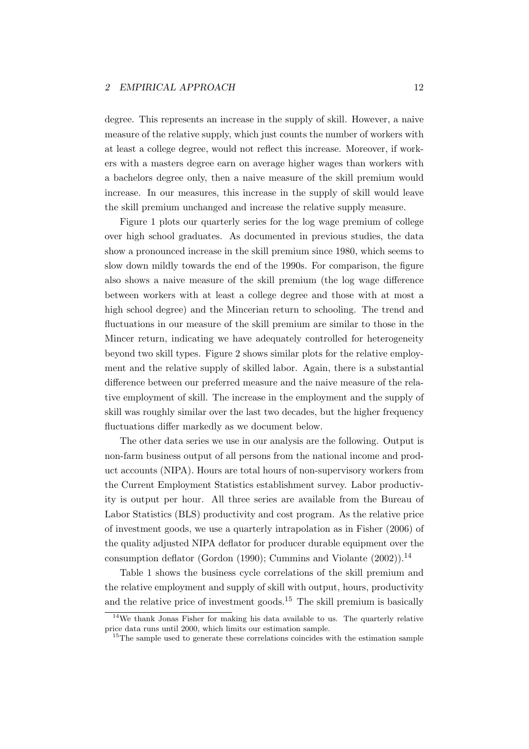degree. This represents an increase in the supply of skill. However, a naive measure of the relative supply, which just counts the number of workers with at least a college degree, would not reflect this increase. Moreover, if workers with a masters degree earn on average higher wages than workers with a bachelors degree only, then a naive measure of the skill premium would increase. In our measures, this increase in the supply of skill would leave the skill premium unchanged and increase the relative supply measure.

Figure 1 plots our quarterly series for the log wage premium of college over high school graduates. As documented in previous studies, the data show a pronounced increase in the skill premium since 1980, which seems to slow down mildly towards the end of the 1990s. For comparison, the figure also shows a naive measure of the skill premium (the log wage difference between workers with at least a college degree and those with at most a high school degree) and the Mincerian return to schooling. The trend and fluctuations in our measure of the skill premium are similar to those in the Mincer return, indicating we have adequately controlled for heterogeneity beyond two skill types. Figure 2 shows similar plots for the relative employment and the relative supply of skilled labor. Again, there is a substantial difference between our preferred measure and the naive measure of the relative employment of skill. The increase in the employment and the supply of skill was roughly similar over the last two decades, but the higher frequency fluctuations differ markedly as we document below.

The other data series we use in our analysis are the following. Output is non-farm business output of all persons from the national income and product accounts (NIPA). Hours are total hours of non-supervisory workers from the Current Employment Statistics establishment survey. Labor productivity is output per hour. All three series are available from the Bureau of Labor Statistics (BLS) productivity and cost program. As the relative price of investment goods, we use a quarterly intrapolation as in Fisher (2006) of the quality adjusted NIPA deflator for producer durable equipment over the consumption deflator (Gordon (1990); Cummins and Violante (2002)).[14]

Table 1 shows the business cycle correlations of the skill premium and the relative employment and supply of skill with output, hours, productivity and the relative price of investment goods.[15] The skill premium is basically

[14] We thank Jonas Fisher for making his data available to us. The quarterly relative price data runs until 2000, which limits our estimation sample.

[15] The sample used to generate these correlations coincides with the estimation sample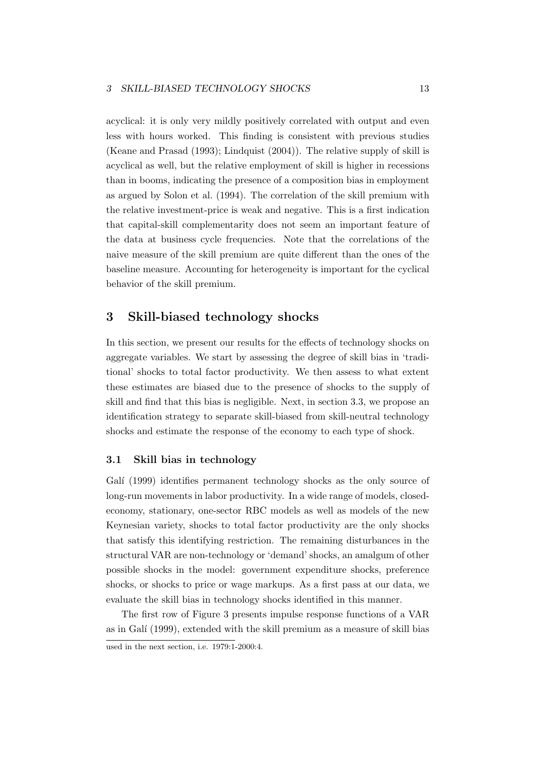acyclical: it is only very mildly positively correlated with output and even less with hours worked. This finding is consistent with previous studies (Keane and Prasad (1993); Lindquist (2004)). The relative supply of skill is acyclical as well, but the relative employment of skill is higher in recessions than in booms, indicating the presence of a composition bias in employment as argued by Solon et al. (1994). The correlation of the skill premium with the relative investment-price is weak and negative. This is a first indication that capital-skill complementarity does not seem an important feature of the data at business cycle frequencies. Note that the correlations of the naive measure of the skill premium are quite different than the ones of the baseline measure. Accounting for heterogeneity is important for the cyclical behavior of the skill premium.

## 3 Skill-biased technology shocks

In this section, we present our results for the effects of technology shocks on aggregate variables. We start by assessing the degree of skill bias in 'traditional' shocks to total factor productivity. We then assess to what extent these estimates are biased due to the presence of shocks to the supply of skill and find that this bias is negligible. Next, in section 3.3, we propose an identification strategy to separate skill-biased from skill-neutral technology shocks and estimate the response of the economy to each type of shock.

### 3.1 Skill bias in technology

Galí (1999) identifies permanent technology shocks as the only source of long-run movements in labor productivity. In a wide range of models, closed-economy, stationary, one-sector RBC models as well as models of the new Keynesian variety, shocks to total factor productivity are the only shocks that satisfy this identifying restriction. The remaining disturbances in the structural VAR are non-technology or 'demand' shocks, an amalgum of other possible shocks in the model: government expenditure shocks, preference shocks, or shocks to price or wage markups. As a first pass at our data, we evaluate the skill bias in technology shocks identified in this manner.

The first row of Figure 3 presents impulse response functions of a VAR as in Galí (1999), extended with the skill premium as a measure of skill bias

used in the next section, i.e. 1979:1-2000:4.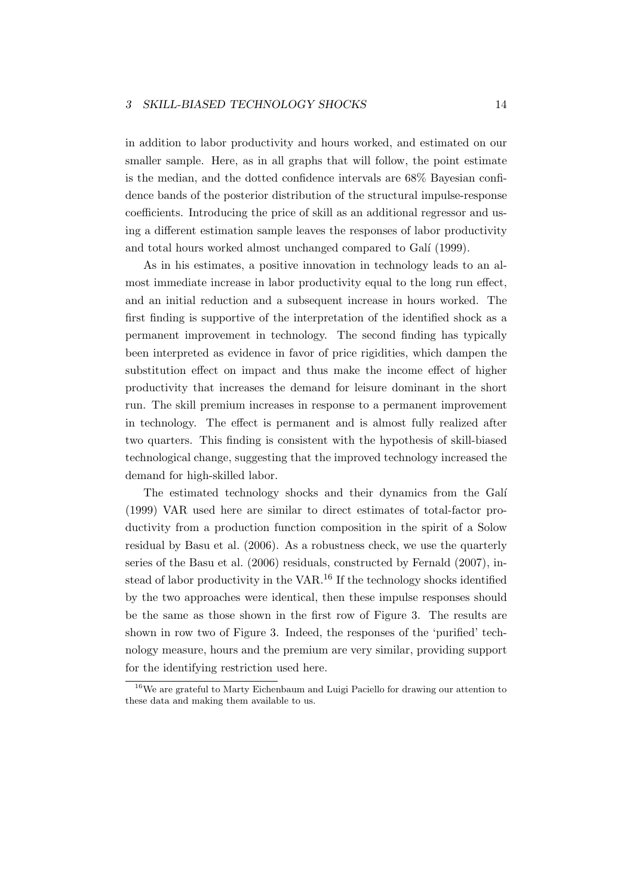in addition to labor productivity and hours worked, and estimated on our smaller sample. Here, as in all graphs that will follow, the point estimate is the median, and the dotted confidence intervals are 68% Bayesian confidence bands of the posterior distribution of the structural impulse-response coefficients. Introducing the price of skill as an additional regressor and using a different estimation sample leaves the responses of labor productivity and total hours worked almost unchanged compared to Galí (1999).

As in his estimates, a positive innovation in technology leads to an almost immediate increase in labor productivity equal to the long run effect, and an initial reduction and a subsequent increase in hours worked. The first finding is supportive of the interpretation of the identified shock as a permanent improvement in technology. The second finding has typically been interpreted as evidence in favor of price rigidities, which dampen the substitution effect on impact and thus make the income effect of higher productivity that increases the demand for leisure dominant in the short run. The skill premium increases in response to a permanent improvement in technology. The effect is permanent and is almost fully realized after two quarters. This finding is consistent with the hypothesis of skill-biased technological change, suggesting that the improved technology increased the demand for high-skilled labor.

The estimated technology shocks and their dynamics from the Galí (1999) VAR used here are similar to direct estimates of total-factor productivity from a production function composition in the spirit of a Solow residual by Basu et al. (2006). As a robustness check, we use the quarterly series of the Basu et al. (2006) residuals, constructed by Fernald (2007), instead of labor productivity in the VAR.[16] If the technology shocks identified by the two approaches were identical, then these impulse responses should be the same as those shown in the first row of Figure 3. The results are shown in row two of Figure 3. Indeed, the responses of the 'purified' technology measure, hours and the premium are very similar, providing support for the identifying restriction used here.

[16] We are grateful to Marty Eichenbaum and Luigi Paciello for drawing our attention to these data and making them available to us.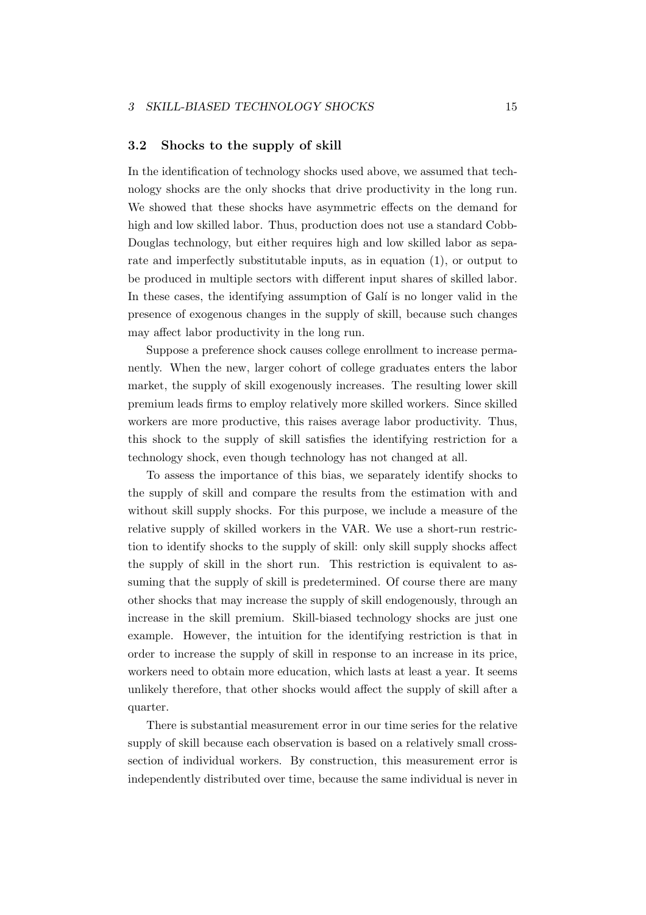### 3.2 Shocks to the supply of skill

In the identification of technology shocks used above, we assumed that technology shocks are the only shocks that drive productivity in the long run. We showed that these shocks have asymmetric effects on the demand for high and low skilled labor. Thus, production does not use a standard Cobb-Douglas technology, but either requires high and low skilled labor as separate and imperfectly substitutable inputs, as in equation (1), or output to be produced in multiple sectors with different input shares of skilled labor. In these cases, the identifying assumption of Galí is no longer valid in the presence of exogenous changes in the supply of skill, because such changes may affect labor productivity in the long run.

Suppose a preference shock causes college enrollment to increase permanently. When the new, larger cohort of college graduates enters the labor market, the supply of skill exogenously increases. The resulting lower skill premium leads firms to employ relatively more skilled workers. Since skilled workers are more productive, this raises average labor productivity. Thus, this shock to the supply of skill satisfies the identifying restriction for a technology shock, even though technology has not changed at all.

To assess the importance of this bias, we separately identify shocks to the supply of skill and compare the results from the estimation with and without skill supply shocks. For this purpose, we include a measure of the relative supply of skilled workers in the VAR. We use a short-run restriction to identify shocks to the supply of skill: only skill supply shocks affect the supply of skill in the short run. This restriction is equivalent to assuming that the supply of skill is predetermined. Of course there are many other shocks that may increase the supply of skill endogenously, through an increase in the skill premium. Skill-biased technology shocks are just one example. However, the intuition for the identifying restriction is that in order to increase the supply of skill in response to an increase in its price, workers need to obtain more education, which lasts at least a year. It seems unlikely therefore, that other shocks would affect the supply of skill after a quarter.

There is substantial measurement error in our time series for the relative supply of skill because each observation is based on a relatively small cross-section of individual workers. By construction, this measurement error is independently distributed over time, because the same individual is never in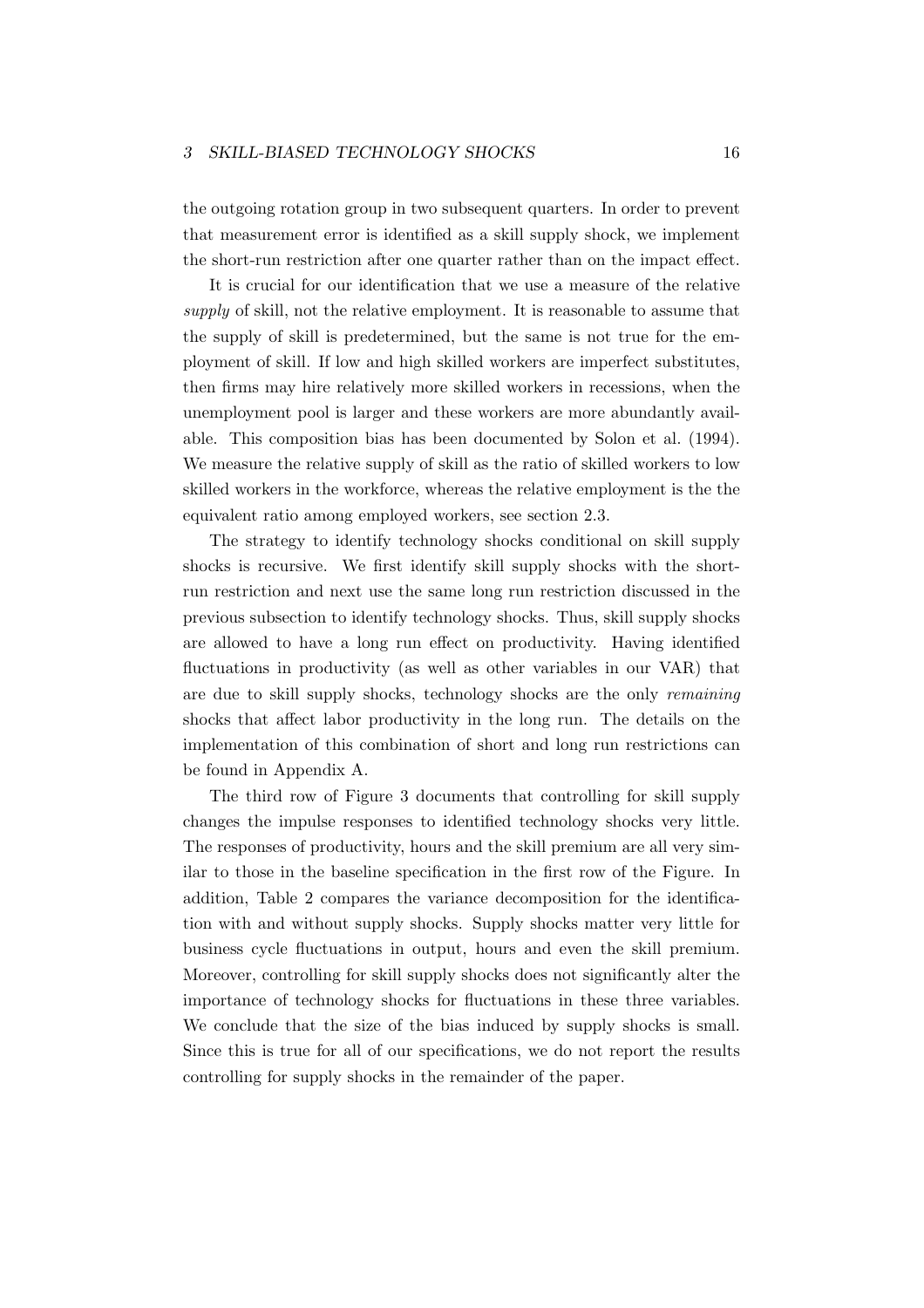the outgoing rotation group in two subsequent quarters. In order to prevent that measurement error is identified as a skill supply shock, we implement the short-run restriction after one quarter rather than on the impact effect.

It is crucial for our identification that we use a measure of the relative *supply* of skill, not the relative employment. It is reasonable to assume that the supply of skill is predetermined, but the same is not true for the employment of skill. If low and high skilled workers are imperfect substitutes, then firms may hire relatively more skilled workers in recessions, when the unemployment pool is larger and these workers are more abundantly available. This composition bias has been documented by Solon et al. (1994). We measure the relative supply of skill as the ratio of skilled workers to low skilled workers in the workforce, whereas the relative employment is the the equivalent ratio among employed workers, see section 2.3.

The strategy to identify technology shocks conditional on skill supply shocks is recursive. We first identify skill supply shocks with the short-run restriction and next use the same long run restriction discussed in the previous subsection to identify technology shocks. Thus, skill supply shocks are allowed to have a long run effect on productivity. Having identified fluctuations in productivity (as well as other variables in our VAR) that are due to skill supply shocks, technology shocks are the only *remaining* shocks that affect labor productivity in the long run. The details on the implementation of this combination of short and long run restrictions can be found in Appendix A.

The third row of Figure 3 documents that controlling for skill supply changes the impulse responses to identified technology shocks very little. The responses of productivity, hours and the skill premium are all very similar to those in the baseline specification in the first row of the Figure. In addition, Table 2 compares the variance decomposition for the identification with and without supply shocks. Supply shocks matter very little for business cycle fluctuations in output, hours and even the skill premium. Moreover, controlling for skill supply shocks does not significantly alter the importance of technology shocks for fluctuations in these three variables. We conclude that the size of the bias induced by supply shocks is small. Since this is true for all of our specifications, we do not report the results controlling for supply shocks in the remainder of the paper.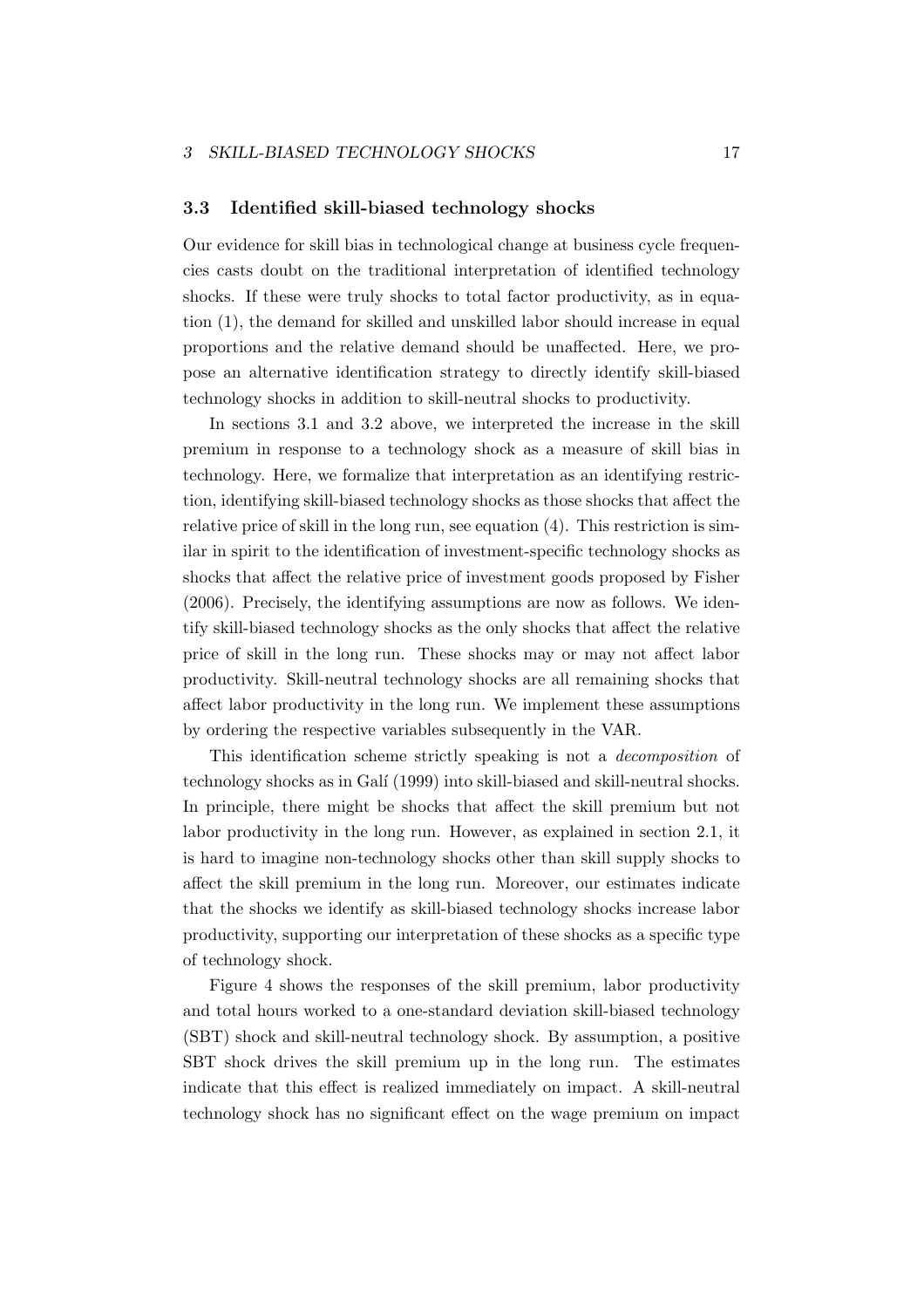### 3.3 Identified skill-biased technology shocks

Our evidence for skill bias in technological change at business cycle frequencies casts doubt on the traditional interpretation of identified technology shocks. If these were truly shocks to total factor productivity, as in equation (1), the demand for skilled and unskilled labor should increase in equal proportions and the relative demand should be unaffected. Here, we propose an alternative identification strategy to directly identify skill-biased technology shocks in addition to skill-neutral shocks to productivity.

In sections 3.1 and 3.2 above, we interpreted the increase in the skill premium in response to a technology shock as a measure of skill bias in technology. Here, we formalize that interpretation as an identifying restriction, identifying skill-biased technology shocks as those shocks that affect the relative price of skill in the long run, see equation (4). This restriction is similar in spirit to the identification of investment-specific technology shocks as shocks that affect the relative price of investment goods proposed by Fisher (2006). Precisely, the identifying assumptions are now as follows. We identify skill-biased technology shocks as the only shocks that affect the relative price of skill in the long run. These shocks may or may not affect labor productivity. Skill-neutral technology shocks are all remaining shocks that affect labor productivity in the long run. We implement these assumptions by ordering the respective variables subsequently in the VAR.

This identification scheme strictly speaking is not a *decomposition* of technology shocks as in Galí (1999) into skill-biased and skill-neutral shocks. In principle, there might be shocks that affect the skill premium but not labor productivity in the long run. However, as explained in section 2.1, it is hard to imagine non-technology shocks other than skill supply shocks to affect the skill premium in the long run. Moreover, our estimates indicate that the shocks we identify as skill-biased technology shocks increase labor productivity, supporting our interpretation of these shocks as a specific type of technology shock.

Figure 4 shows the responses of the skill premium, labor productivity and total hours worked to a one-standard deviation skill-biased technology (SBT) shock and skill-neutral technology shock. By assumption, a positive SBT shock drives the skill premium up in the long run. The estimates indicate that this effect is realized immediately on impact. A skill-neutral technology shock has no significant effect on the wage premium on impact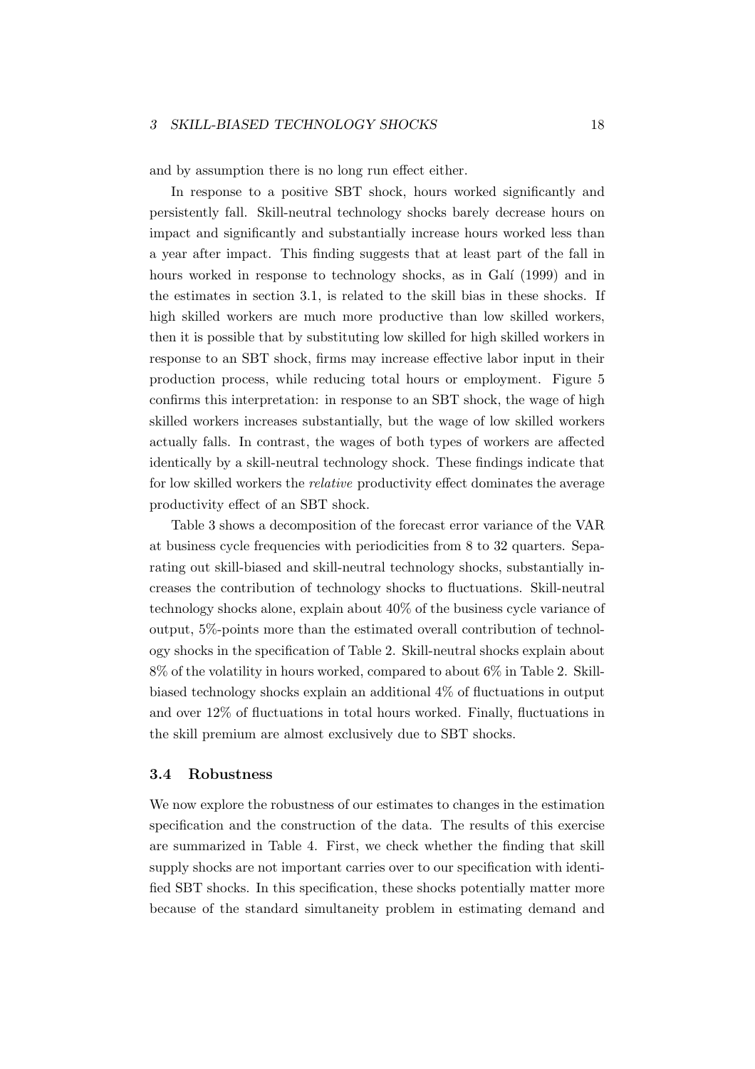and by assumption there is no long run effect either.

In response to a positive SBT shock, hours worked significantly and persistently fall. Skill-neutral technology shocks barely decrease hours on impact and significantly and substantially increase hours worked less than a year after impact. This finding suggests that at least part of the fall in hours worked in response to technology shocks, as in Galí (1999) and in the estimates in section 3.1, is related to the skill bias in these shocks. If high skilled workers are much more productive than low skilled workers, then it is possible that by substituting low skilled for high skilled workers in response to an SBT shock, firms may increase effective labor input in their production process, while reducing total hours or employment. Figure 5 confirms this interpretation: in response to an SBT shock, the wage of high skilled workers increases substantially, but the wage of low skilled workers actually falls. In contrast, the wages of both types of workers are affected identically by a skill-neutral technology shock. These findings indicate that for low skilled workers the *relative* productivity effect dominates the average productivity effect of an SBT shock.

Table 3 shows a decomposition of the forecast error variance of the VAR at business cycle frequencies with periodicities from 8 to 32 quarters. Separating out skill-biased and skill-neutral technology shocks, substantially increases the contribution of technology shocks to fluctuations. Skill-neutral technology shocks alone, explain about 40% of the business cycle variance of output, 5%-points more than the estimated overall contribution of technology shocks in the specification of Table 2. Skill-neutral shocks explain about 8% of the volatility in hours worked, compared to about 6% in Table 2. Skill-biased technology shocks explain an additional 4% of fluctuations in output and over 12% of fluctuations in total hours worked. Finally, fluctuations in the skill premium are almost exclusively due to SBT shocks.

### 3.4 Robustness

We now explore the robustness of our estimates to changes in the estimation specification and the construction of the data. The results of this exercise are summarized in Table 4. First, we check whether the finding that skill supply shocks are not important carries over to our specification with identified SBT shocks. In this specification, these shocks potentially matter more because of the standard simultaneity problem in estimating demand and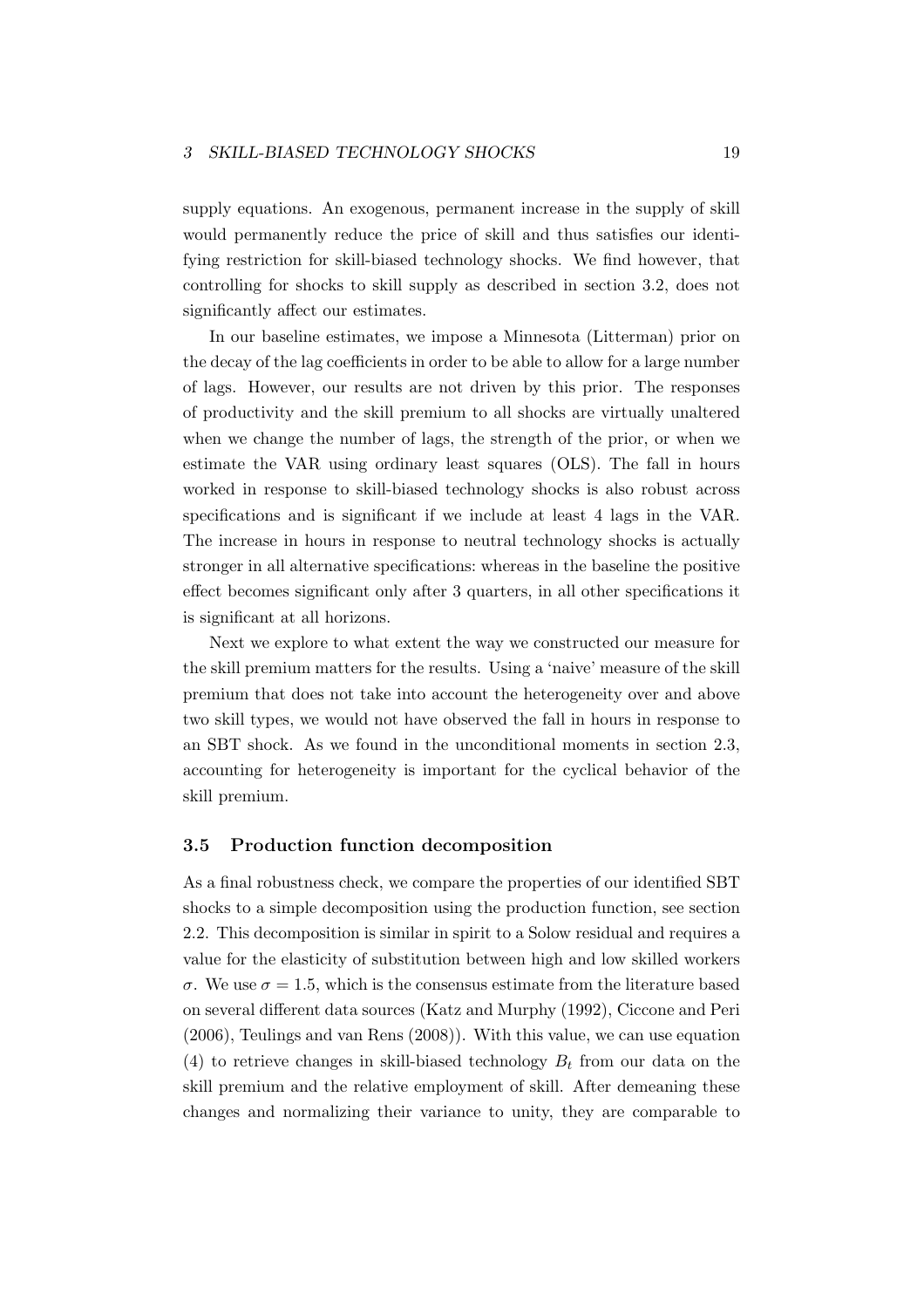supply equations. An exogenous, permanent increase in the supply of skill would permanently reduce the price of skill and thus satisfies our identifying restriction for skill-biased technology shocks. We find however, that controlling for shocks to skill supply as described in section 3.2, does not significantly affect our estimates.

In our baseline estimates, we impose a Minnesota (Litterman) prior on the decay of the lag coefficients in order to be able to allow for a large number of lags. However, our results are not driven by this prior. The responses of productivity and the skill premium to all shocks are virtually unaltered when we change the number of lags, the strength of the prior, or when we estimate the VAR using ordinary least squares (OLS). The fall in hours worked in response to skill-biased technology shocks is also robust across specifications and is significant if we include at least 4 lags in the VAR. The increase in hours in response to neutral technology shocks is actually stronger in all alternative specifications: whereas in the baseline the positive effect becomes significant only after 3 quarters, in all other specifications it is significant at all horizons.

Next we explore to what extent the way we constructed our measure for the skill premium matters for the results. Using a 'naive' measure of the skill premium that does not take into account the heterogeneity over and above two skill types, we would not have observed the fall in hours in response to an SBT shock. As we found in the unconditional moments in section 2.3, accounting for heterogeneity is important for the cyclical behavior of the skill premium.

### 3.5 Production function decomposition

As a final robustness check, we compare the properties of our identified SBT shocks to a simple decomposition using the production function, see section 2.2. This decomposition is similar in spirit to a Solow residual and requires a value for the elasticity of substitution between high and low skilled workers $\sigma$. We use $\sigma = 1.5$, which is the consensus estimate from the literature based on several different data sources (Katz and Murphy (1992), Ciccone and Peri (2006), Teulings and van Rens (2008)). With this value, we can use equation (4) to retrieve changes in skill-biased technology $B_t$ from our data on the skill premium and the relative employment of skill. After demeaning these changes and normalizing their variance to unity, they are comparable to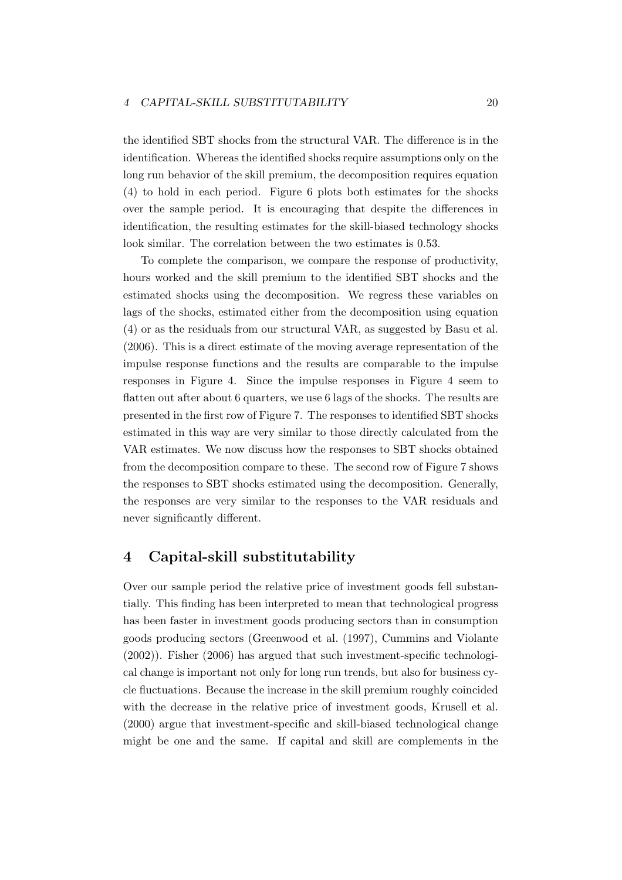the identified SBT shocks from the structural VAR. The difference is in the identification. Whereas the identified shocks require assumptions only on the long run behavior of the skill premium, the decomposition requires equation (4) to hold in each period. Figure 6 plots both estimates for the shocks over the sample period. It is encouraging that despite the differences in identification, the resulting estimates for the skill-biased technology shocks look similar. The correlation between the two estimates is 0.53.

To complete the comparison, we compare the response of productivity, hours worked and the skill premium to the identified SBT shocks and the estimated shocks using the decomposition. We regress these variables on lags of the shocks, estimated either from the decomposition using equation (4) or as the residuals from our structural VAR, as suggested by Basu et al. (2006). This is a direct estimate of the moving average representation of the impulse response functions and the results are comparable to the impulse responses in Figure 4. Since the impulse responses in Figure 4 seem to flatten out after about 6 quarters, we use 6 lags of the shocks. The results are presented in the first row of Figure 7. The responses to identified SBT shocks estimated in this way are very similar to those directly calculated from the VAR estimates. We now discuss how the responses to SBT shocks obtained from the decomposition compare to these. The second row of Figure 7 shows the responses to SBT shocks estimated using the decomposition. Generally, the responses are very similar to the responses to the VAR residuals and never significantly different.

## 4 Capital-skill substitutability

Over our sample period the relative price of investment goods fell substantially. This finding has been interpreted to mean that technological progress has been faster in investment goods producing sectors than in consumption goods producing sectors (Greenwood et al. (1997), Cummins and Violante (2002)). Fisher (2006) has argued that such investment-specific technological change is important not only for long run trends, but also for business cycle fluctuations. Because the increase in the skill premium roughly coincided with the decrease in the relative price of investment goods, Krusell et al. (2000) argue that investment-specific and skill-biased technological change might be one and the same. If capital and skill are complements in the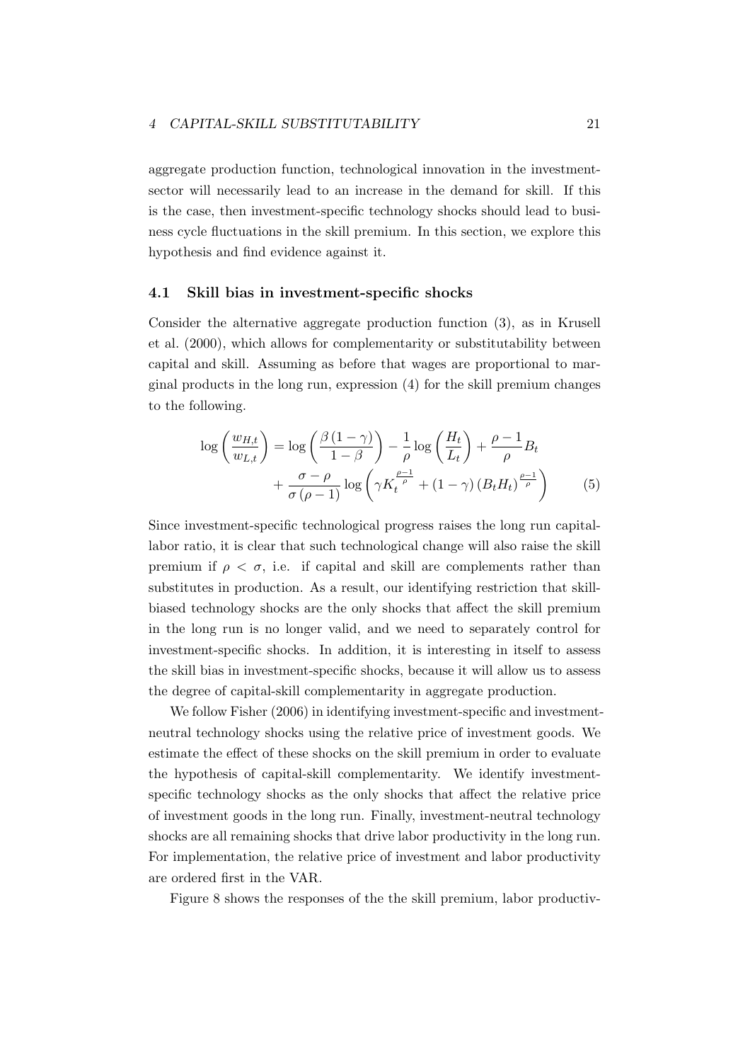aggregate production function, technological innovation in the investment-sector will necessarily lead to an increase in the demand for skill. If this is the case, then investment-specific technology shocks should lead to business cycle fluctuations in the skill premium. In this section, we explore this hypothesis and find evidence against it.

## 4.1 Skill bias in investment-specific shocks

Consider the alternative aggregate production function (3), as in Krusell et al. (2000), which allows for complementarity or substitutability between capital and skill. Assuming as before that wages are proportional to marginal products in the long run, expression (4) for the skill premium changes to the following.

$$\log\left(\frac{w_{H,t}}{w_{L,t}}\right) = \log\left(\frac{\beta(1-\gamma)}{1-\beta}\right) - \frac{1}{\rho}\log\left(\frac{H_t}{L_t}\right) + \frac{\rho-1}{\rho}B_t + \frac{\sigma-\rho}{\sigma(\rho-1)}\log\left(\gamma K_t^{\frac{\rho-1}{\rho}} + (1-\gamma)(B_t H_t)^{\frac{\rho-1}{\rho}}\right) \tag{5}$$

Since investment-specific technological progress raises the long run capital-labor ratio, it is clear that such technological change will also raise the skill premium if $\rho < \sigma$, i.e. if capital and skill are complements rather than substitutes in production. As a result, our identifying restriction that skill-biased technology shocks are the only shocks that affect the skill premium in the long run is no longer valid, and we need to separately control for investment-specific shocks. In addition, it is interesting in itself to assess the skill bias in investment-specific shocks, because it will allow us to assess the degree of capital-skill complementarity in aggregate production.

We follow Fisher (2006) in identifying investment-specific and investment-neutral technology shocks using the relative price of investment goods. We estimate the effect of these shocks on the skill premium in order to evaluate the hypothesis of capital-skill complementarity. We identify investment-specific technology shocks as the only shocks that affect the relative price of investment goods in the long run. Finally, investment-neutral technology shocks are all remaining shocks that drive labor productivity in the long run. For implementation, the relative price of investment and labor productivity are ordered first in the VAR.

Figure 8 shows the responses of the the skill premium, labor productiv-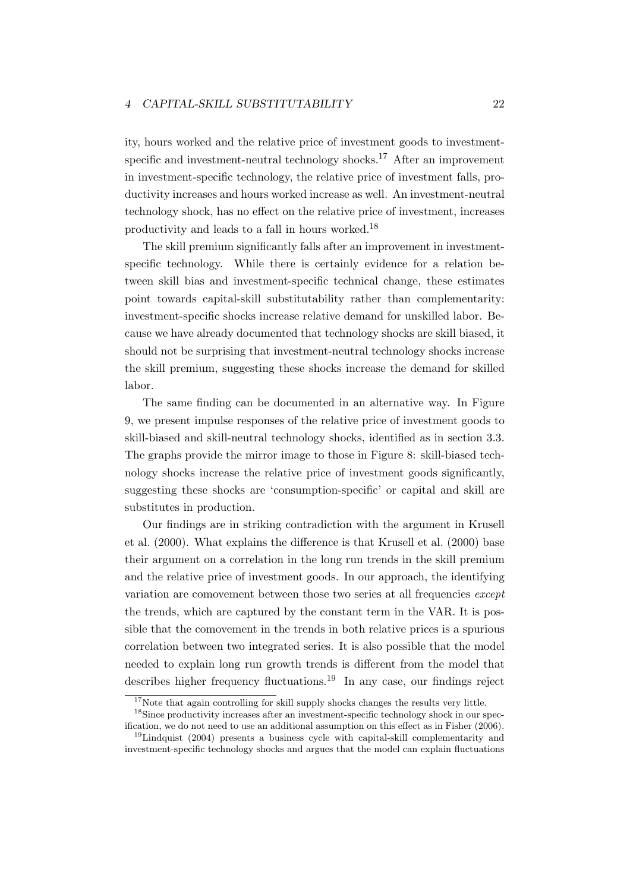ity, hours worked and the relative price of investment goods to investment-specific and investment-neutral technology shocks.[17] After an improvement in investment-specific technology, the relative price of investment falls, productivity increases and hours worked increase as well. An investment-neutral technology shock, has no effect on the relative price of investment, increases productivity and leads to a fall in hours worked.[18]

The skill premium significantly falls after an improvement in investment-specific technology. While there is certainly evidence for a relation between skill bias and investment-specific technical change, these estimates point towards capital-skill substitutability rather than complementarity: investment-specific shocks increase relative demand for unskilled labor. Because we have already documented that technology shocks are skill biased, it should not be surprising that investment-neutral technology shocks increase the skill premium, suggesting these shocks increase the demand for skilled labor.

The same finding can be documented in an alternative way. In Figure 9, we present impulse responses of the relative price of investment goods to skill-biased and skill-neutral technology shocks, identified as in section 3.3. The graphs provide the mirror image to those in Figure 8: skill-biased technology shocks increase the relative price of investment goods significantly, suggesting these shocks are 'consumption-specific' or capital and skill are substitutes in production.

Our findings are in striking contradiction with the argument in Krusell et al. (2000). What explains the difference is that Krusell et al. (2000) base their argument on a correlation in the long run trends in the skill premium and the relative price of investment goods. In our approach, the identifying variation are comovement between those two series at all frequencies *except* the trends, which are captured by the constant term in the VAR. It is possible that the comovement in the trends in both relative prices is a spurious correlation between two integrated series. It is also possible that the model needed to explain long run growth trends is different from the model that describes higher frequency fluctuations.[19] In any case, our findings reject

[17]Note that again controlling for skill supply shocks changes the results very little.

[18]Since productivity increases after an investment-specific technology shock in our specification, we do not need to use an additional assumption on this effect as in Fisher (2006).

[19]Lindquist (2004) presents a business cycle with capital-skill complementarity and investment-specific technology shocks and argues that the model can explain fluctuations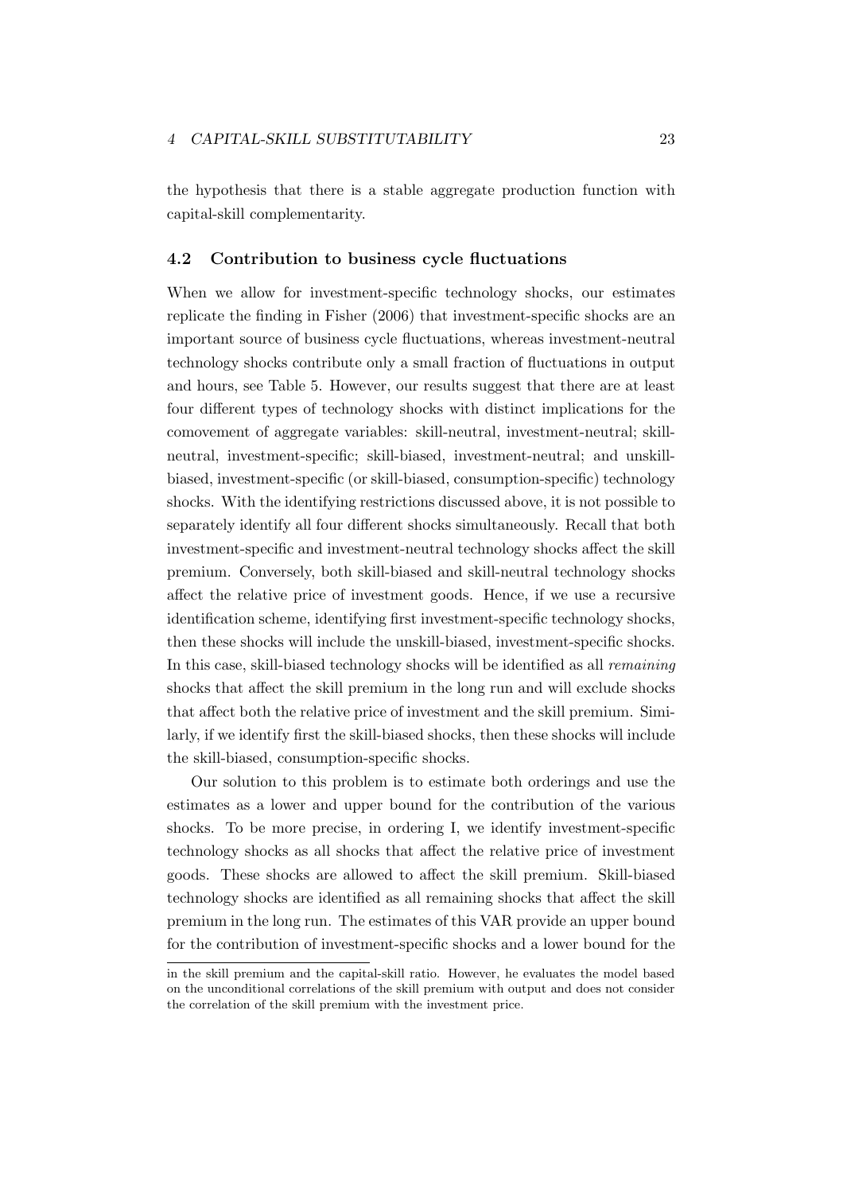the hypothesis that there is a stable aggregate production function with capital-skill complementarity.

### 4.2 Contribution to business cycle fluctuations

When we allow for investment-specific technology shocks, our estimates replicate the finding in Fisher (2006) that investment-specific shocks are an important source of business cycle fluctuations, whereas investment-neutral technology shocks contribute only a small fraction of fluctuations in output and hours, see Table 5. However, our results suggest that there are at least four different types of technology shocks with distinct implications for the comovement of aggregate variables: skill-neutral, investment-neutral; skill-neutral, investment-specific; skill-biased, investment-neutral; and unskill-biased, investment-specific (or skill-biased, consumption-specific) technology shocks. With the identifying restrictions discussed above, it is not possible to separately identify all four different shocks simultaneously. Recall that both investment-specific and investment-neutral technology shocks affect the skill premium. Conversely, both skill-biased and skill-neutral technology shocks affect the relative price of investment goods. Hence, if we use a recursive identification scheme, identifying first investment-specific technology shocks, then these shocks will include the unskill-biased, investment-specific shocks. In this case, skill-biased technology shocks will be identified as all *remaining* shocks that affect the skill premium in the long run and will exclude shocks that affect both the relative price of investment and the skill premium. Similarly, if we identify first the skill-biased shocks, then these shocks will include the skill-biased, consumption-specific shocks.

Our solution to this problem is to estimate both orderings and use the estimates as a lower and upper bound for the contribution of the various shocks. To be more precise, in ordering I, we identify investment-specific technology shocks as all shocks that affect the relative price of investment goods. These shocks are allowed to affect the skill premium. Skill-biased technology shocks are identified as all remaining shocks that affect the skill premium in the long run. The estimates of this VAR provide an upper bound for the contribution of investment-specific shocks and a lower bound for the

in the skill premium and the capital-skill ratio. However, he evaluates the model based on the unconditional correlations of the skill premium with output and does not consider the correlation of the skill premium with the investment price.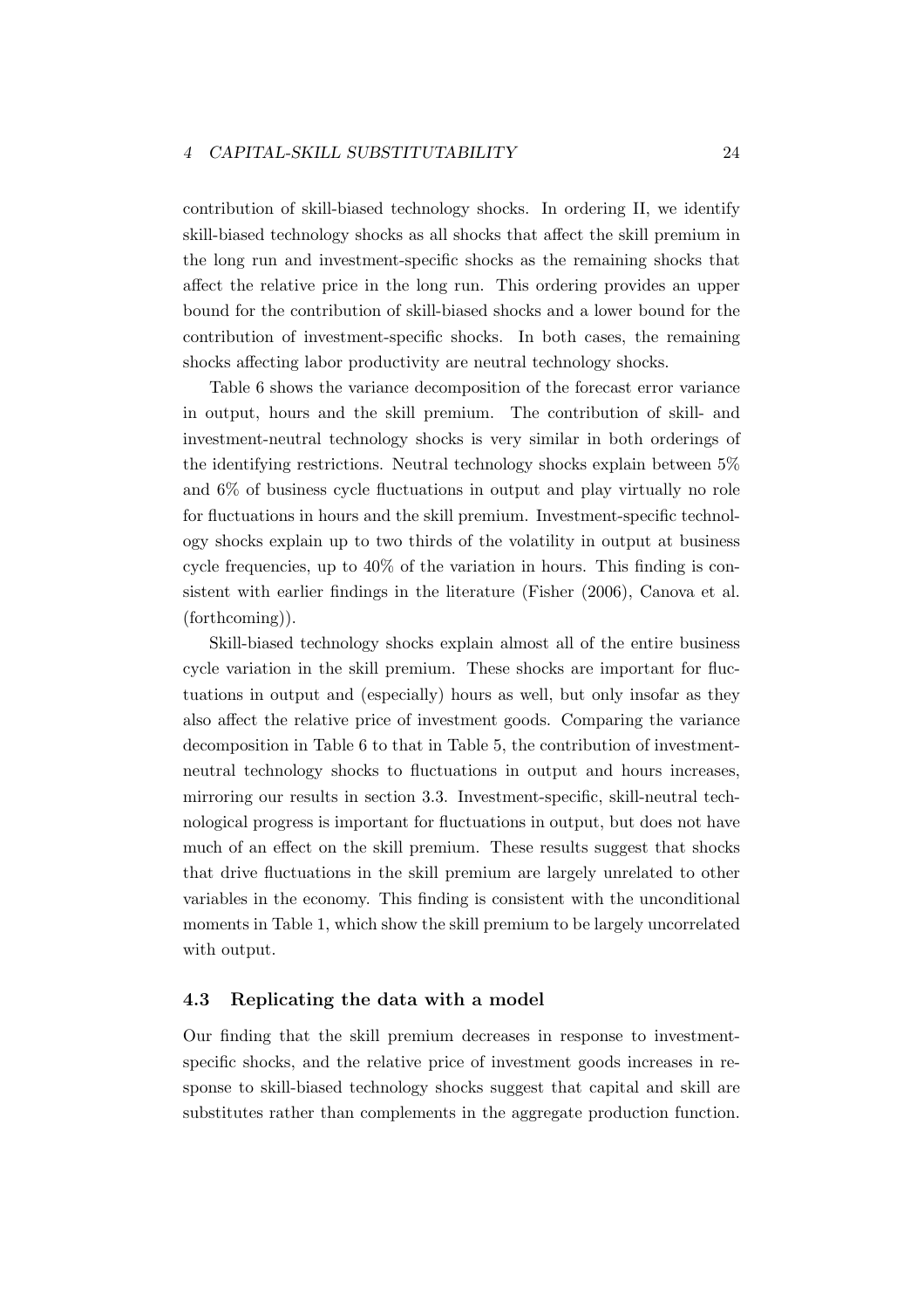contribution of skill-biased technology shocks. In ordering II, we identify skill-biased technology shocks as all shocks that affect the skill premium in the long run and investment-specific shocks as the remaining shocks that affect the relative price in the long run. This ordering provides an upper bound for the contribution of skill-biased shocks and a lower bound for the contribution of investment-specific shocks. In both cases, the remaining shocks affecting labor productivity are neutral technology shocks.

Table 6 shows the variance decomposition of the forecast error variance in output, hours and the skill premium. The contribution of skill- and investment-neutral technology shocks is very similar in both orderings of the identifying restrictions. Neutral technology shocks explain between 5% and 6% of business cycle fluctuations in output and play virtually no role for fluctuations in hours and the skill premium. Investment-specific technology shocks explain up to two thirds of the volatility in output at business cycle frequencies, up to 40% of the variation in hours. This finding is consistent with earlier findings in the literature (Fisher (2006), Canova et al. (forthcoming)).

Skill-biased technology shocks explain almost all of the entire business cycle variation in the skill premium. These shocks are important for fluctuations in output and (especially) hours as well, but only insofar as they also affect the relative price of investment goods. Comparing the variance decomposition in Table 6 to that in Table 5, the contribution of investment-neutral technology shocks to fluctuations in output and hours increases, mirroring our results in section 3.3. Investment-specific, skill-neutral technological progress is important for fluctuations in output, but does not have much of an effect on the skill premium. These results suggest that shocks that drive fluctuations in the skill premium are largely unrelated to other variables in the economy. This finding is consistent with the unconditional moments in Table 1, which show the skill premium to be largely uncorrelated with output.

### 4.3 Replicating the data with a model

Our finding that the skill premium decreases in response to investment-specific shocks, and the relative price of investment goods increases in response to skill-biased technology shocks suggest that capital and skill are substitutes rather than complements in the aggregate production function.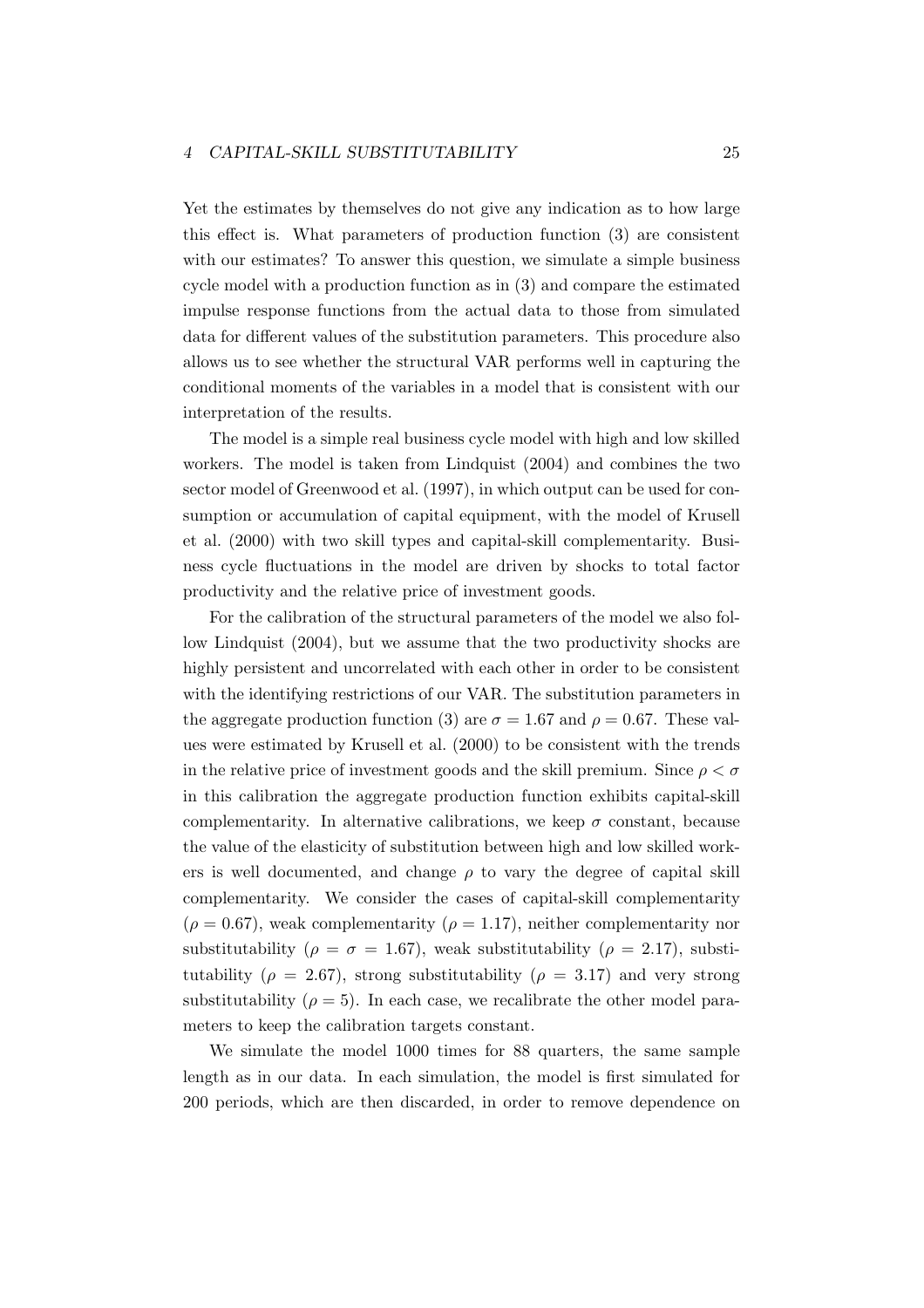Yet the estimates by themselves do not give any indication as to how large this effect is. What parameters of production function (3) are consistent with our estimates? To answer this question, we simulate a simple business cycle model with a production function as in (3) and compare the estimated impulse response functions from the actual data to those from simulated data for different values of the substitution parameters. This procedure also allows us to see whether the structural VAR performs well in capturing the conditional moments of the variables in a model that is consistent with our interpretation of the results.

The model is a simple real business cycle model with high and low skilled workers. The model is taken from Lindquist (2004) and combines the two sector model of Greenwood et al. (1997), in which output can be used for consumption or accumulation of capital equipment, with the model of Krusell et al. (2000) with two skill types and capital-skill complementarity. Business cycle fluctuations in the model are driven by shocks to total factor productivity and the relative price of investment goods.

For the calibration of the structural parameters of the model we also follow Lindquist (2004), but we assume that the two productivity shocks are highly persistent and uncorrelated with each other in order to be consistent with the identifying restrictions of our VAR. The substitution parameters in the aggregate production function (3) are $\sigma = 1.67$ and $\rho = 0.67$. These values were estimated by Krusell et al. (2000) to be consistent with the trends in the relative price of investment goods and the skill premium. Since $\rho < \sigma$ in this calibration the aggregate production function exhibits capital-skill complementarity. In alternative calibrations, we keep $\sigma$ constant, because the value of the elasticity of substitution between high and low skilled workers is well documented, and change $\rho$ to vary the degree of capital skill complementarity. We consider the cases of capital-skill complementarity ($\rho = 0.67$), weak complementarity ($\rho = 1.17$), neither complementarity nor substitutability ($\rho = \sigma = 1.67$), weak substitutability ($\rho = 2.17$), substitutability ($\rho = 2.67$), strong substitutability ($\rho = 3.17$) and very strong substitutability ($\rho = 5$). In each case, we recalibrate the other model parameters to keep the calibration targets constant.

We simulate the model 1000 times for 88 quarters, the same sample length as in our data. In each simulation, the model is first simulated for 200 periods, which are then discarded, in order to remove dependence on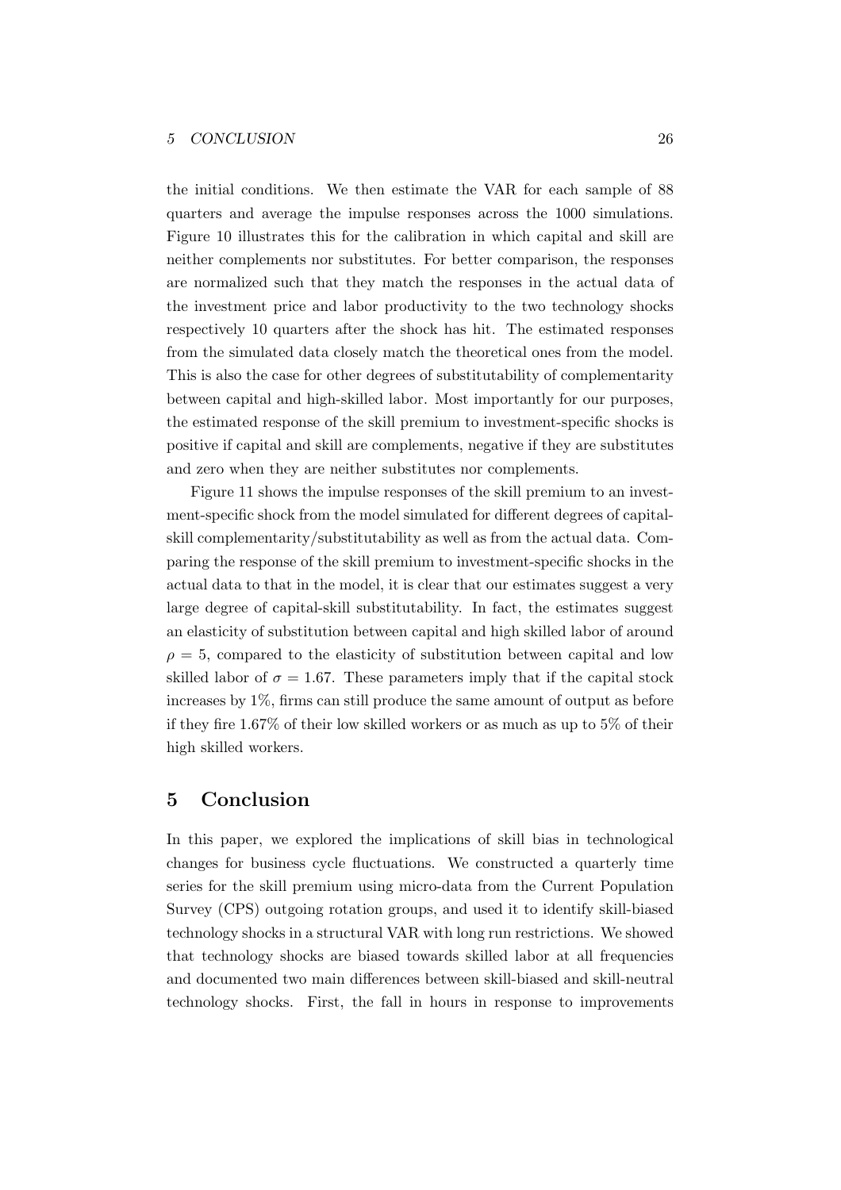the initial conditions. We then estimate the VAR for each sample of 88 quarters and average the impulse responses across the 1000 simulations. Figure 10 illustrates this for the calibration in which capital and skill are neither complements nor substitutes. For better comparison, the responses are normalized such that they match the responses in the actual data of the investment price and labor productivity to the two technology shocks respectively 10 quarters after the shock has hit. The estimated responses from the simulated data closely match the theoretical ones from the model. This is also the case for other degrees of substitutability of complementarity between capital and high-skilled labor. Most importantly for our purposes, the estimated response of the skill premium to investment-specific shocks is positive if capital and skill are complements, negative if they are substitutes and zero when they are neither substitutes nor complements.

Figure 11 shows the impulse responses of the skill premium to an investment-specific shock from the model simulated for different degrees of capital-skill complementarity/substitutability as well as from the actual data. Comparing the response of the skill premium to investment-specific shocks in the actual data to that in the model, it is clear that our estimates suggest a very large degree of capital-skill substitutability. In fact, the estimates suggest an elasticity of substitution between capital and high skilled labor of around $\rho = 5$, compared to the elasticity of substitution between capital and low skilled labor of $\sigma = 1.67$. These parameters imply that if the capital stock increases by 1%, firms can still produce the same amount of output as before if they fire 1.67% of their low skilled workers or as much as up to 5% of their high skilled workers.

## 5 Conclusion

In this paper, we explored the implications of skill bias in technological changes for business cycle fluctuations. We constructed a quarterly time series for the skill premium using micro-data from the Current Population Survey (CPS) outgoing rotation groups, and used it to identify skill-biased technology shocks in a structural VAR with long run restrictions. We showed that technology shocks are biased towards skilled labor at all frequencies and documented two main differences between skill-biased and skill-neutral technology shocks. First, the fall in hours in response to improvements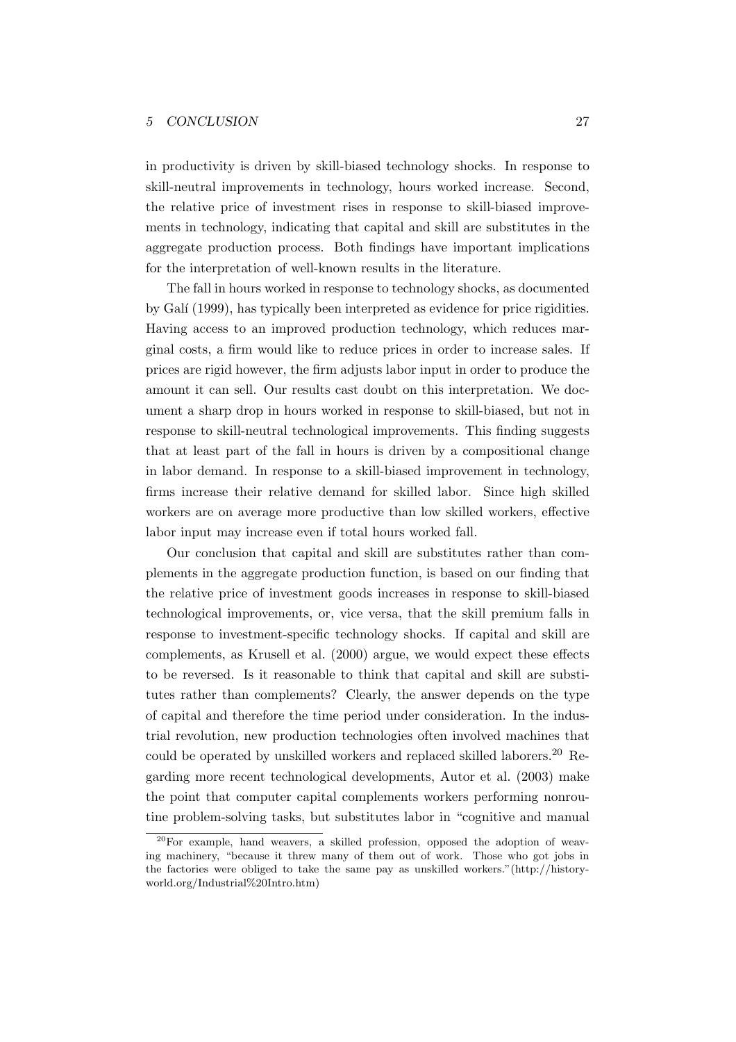in productivity is driven by skill-biased technology shocks. In response to skill-neutral improvements in technology, hours worked increase. Second, the relative price of investment rises in response to skill-biased improvements in technology, indicating that capital and skill are substitutes in the aggregate production process. Both findings have important implications for the interpretation of well-known results in the literature.

The fall in hours worked in response to technology shocks, as documented by Galí (1999), has typically been interpreted as evidence for price rigidities. Having access to an improved production technology, which reduces marginal costs, a firm would like to reduce prices in order to increase sales. If prices are rigid however, the firm adjusts labor input in order to produce the amount it can sell. Our results cast doubt on this interpretation. We document a sharp drop in hours worked in response to skill-biased, but not in response to skill-neutral technological improvements. This finding suggests that at least part of the fall in hours is driven by a compositional change in labor demand. In response to a skill-biased improvement in technology, firms increase their relative demand for skilled labor. Since high skilled workers are on average more productive than low skilled workers, effective labor input may increase even if total hours worked fall.

Our conclusion that capital and skill are substitutes rather than complements in the aggregate production function, is based on our finding that the relative price of investment goods increases in response to skill-biased technological improvements, or, vice versa, that the skill premium falls in response to investment-specific technology shocks. If capital and skill are complements, as Krusell et al. (2000) argue, we would expect these effects to be reversed. Is it reasonable to think that capital and skill are substitutes rather than complements? Clearly, the answer depends on the type of capital and therefore the time period under consideration. In the industrial revolution, new production technologies often involved machines that could be operated by unskilled workers and replaced skilled laborers.[20] Regarding more recent technological developments, Autor et al. (2003) make the point that computer capital complements workers performing nonroutine problem-solving tasks, but substitutes labor in "cognitive and manual

[20] For example, hand weavers, a skilled profession, opposed the adoption of weaving machinery, "because it threw many of them out of work. Those who got jobs in the factories were obliged to take the same pay as unskilled workers."(http://historyworld.org/Industrial%20Intro.htm)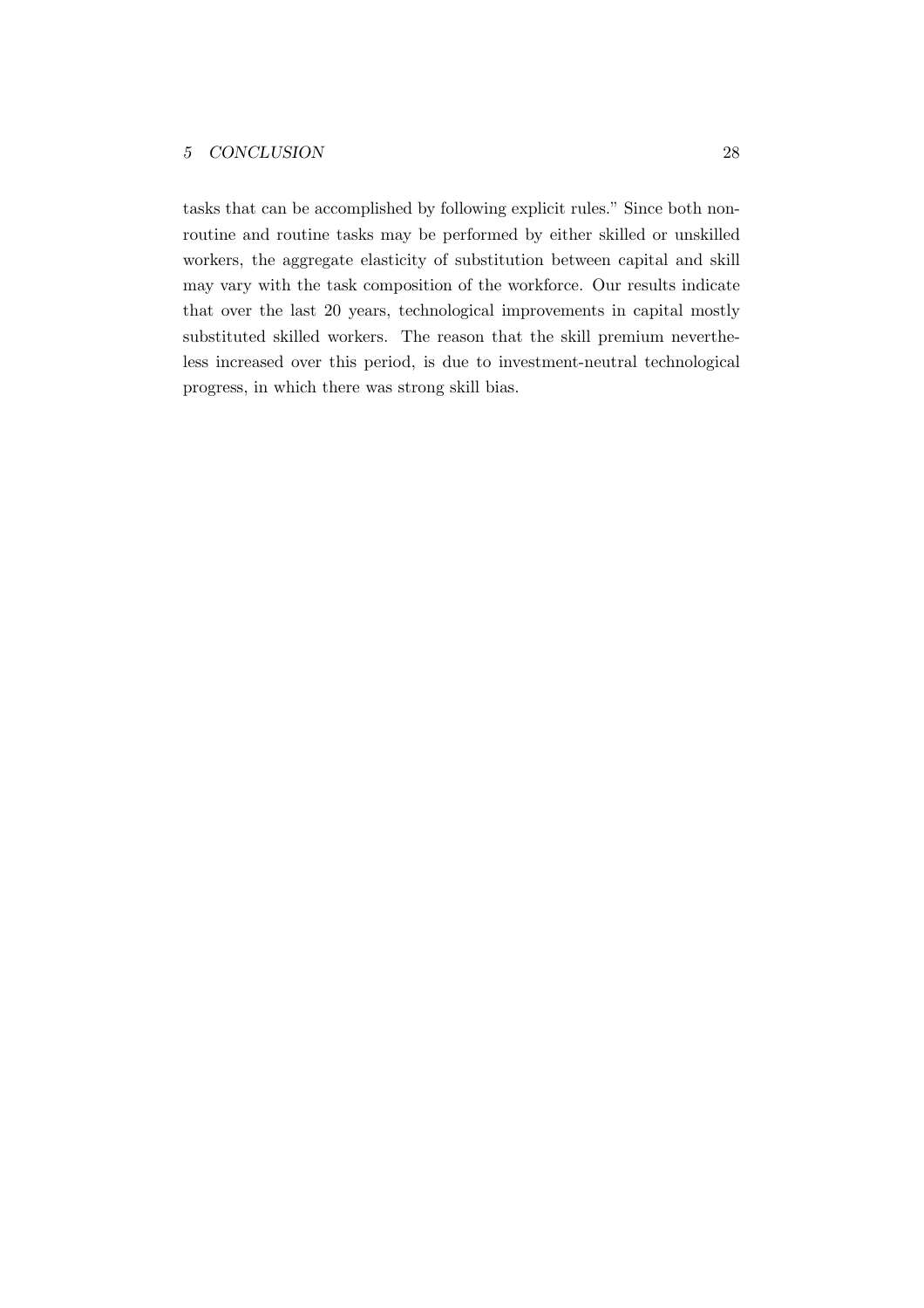tasks that can be accomplished by following explicit rules." Since both non-routine and routine tasks may be performed by either skilled or unskilled workers, the aggregate elasticity of substitution between capital and skill may vary with the task composition of the workforce. Our results indicate that over the last 20 years, technological improvements in capital mostly substituted skilled workers. The reason that the skill premium nevertheless increased over this period, is due to investment-neutral technological progress, in which there was strong skill bias.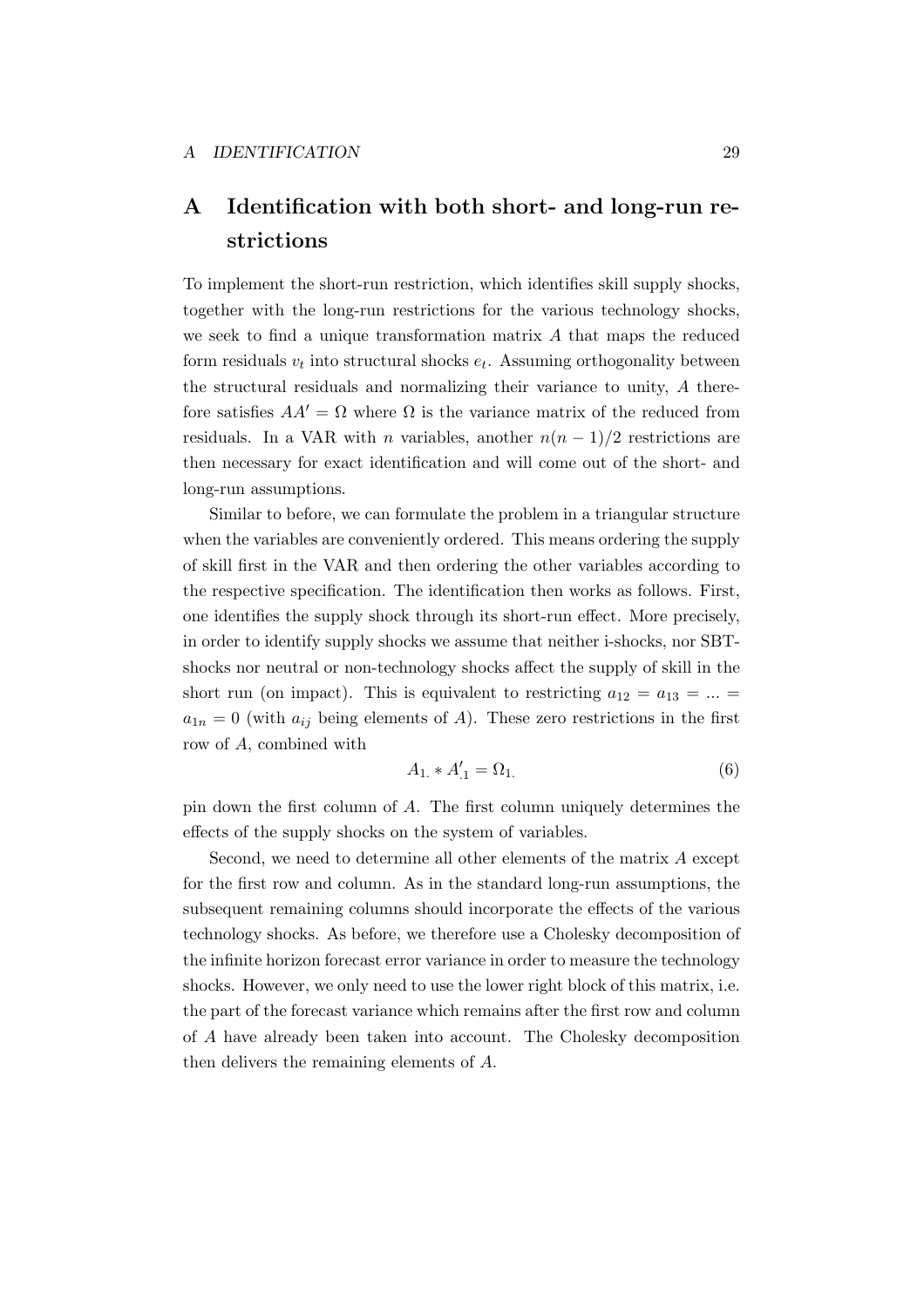# A Identification with both short- and long-run restrictions

To implement the short-run restriction, which identifies skill supply shocks, together with the long-run restrictions for the various technology shocks, we seek to find a unique transformation matrix $A$ that maps the reduced form residuals $v_t$ into structural shocks $e_t$. Assuming orthogonality between the structural residuals and normalizing their variance to unity, $A$ therefore satisfies $AA' = \Omega$ where $\Omega$ is the variance matrix of the reduced from residuals. In a VAR with $n$ variables, another $n(n-1)/2$ restrictions are then necessary for exact identification and will come out of the short- and long-run assumptions.

Similar to before, we can formulate the problem in a triangular structure when the variables are conveniently ordered. This means ordering the supply of skill first in the VAR and then ordering the other variables according to the respective specification. The identification then works as follows. First, one identifies the supply shock through its short-run effect. More precisely, in order to identify supply shocks we assume that neither i-shocks, nor SBT-shocks nor neutral or non-technology shocks affect the supply of skill in the short run (on impact). This is equivalent to restricting $a_{12} = a_{13} = ... = a_{1n} = 0$ (with $a_{ij}$ being elements of $A$). These zero restrictions in the first row of $A$, combined with

$$A_{1.} * A'_{.1} = \Omega_{1.} \tag{6}$$

pin down the first column of $A$. The first column uniquely determines the effects of the supply shocks on the system of variables.

Second, we need to determine all other elements of the matrix $A$ except for the first row and column. As in the standard long-run assumptions, the subsequent remaining columns should incorporate the effects of the various technology shocks. As before, we therefore use a Cholesky decomposition of the infinite horizon forecast error variance in order to measure the technology shocks. However, we only need to use the lower right block of this matrix, i.e. the part of the forecast variance which remains after the first row and column of $A$ have already been taken into account. The Cholesky decomposition then delivers the remaining elements of $A$.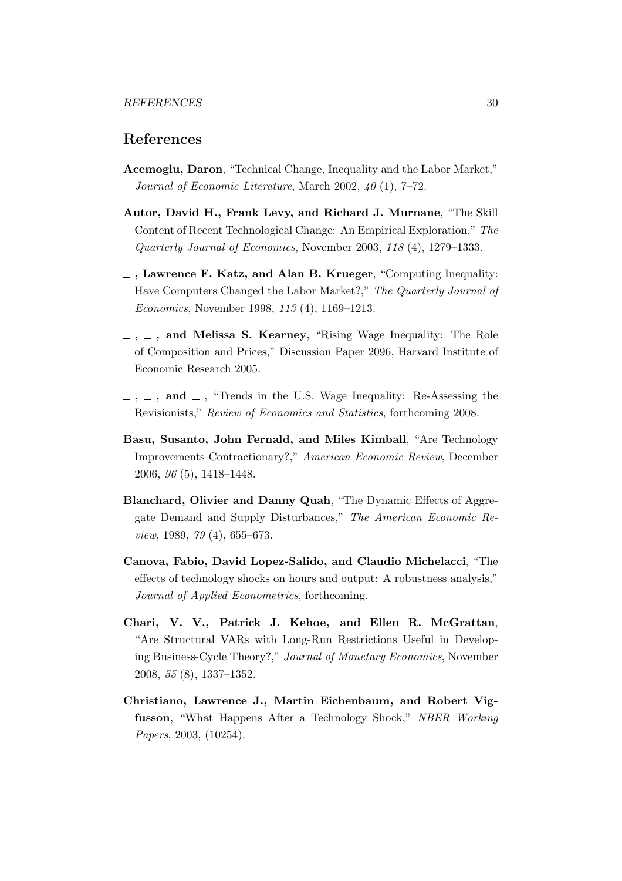## References

**Acemoglu, Daron**, "Technical Change, Inequality and the Labor Market," *Journal of Economic Literature*, March 2002, *40* (1), 7–72.

**Autor, David H., Frank Levy, and Richard J. Murnane**, "The Skill Content of Recent Technological Change: An Empirical Exploration," *The Quarterly Journal of Economics*, November 2003, *118* (4), 1279–1333.

**_ , Lawrence F. Katz, and Alan B. Krueger**, "Computing Inequality: Have Computers Changed the Labor Market?," *The Quarterly Journal of Economics*, November 1998, *113* (4), 1169–1213.

**_ , _ , and Melissa S. Kearney**, "Rising Wage Inequality: The Role of Composition and Prices," Discussion Paper 2096, Harvard Institute of Economic Research 2005.

**_ , _ , and _** , "Trends in the U.S. Wage Inequality: Re-Assessing the Revisionists," *Review of Economics and Statistics*, forthcoming 2008.

**Basu, Susanto, John Fernald, and Miles Kimball**, "Are Technology Improvements Contractionary?," *American Economic Review*, December 2006, *96* (5), 1418–1448.

**Blanchard, Olivier and Danny Quah**, "The Dynamic Effects of Aggregate Demand and Supply Disturbances," *The American Economic Review*, 1989, *79* (4), 655–673.

**Canova, Fabio, David Lopez-Salido, and Claudio Michelacci**, "The effects of technology shocks on hours and output: A robustness analysis," *Journal of Applied Econometrics*, forthcoming.

**Chari, V. V., Patrick J. Kehoe, and Ellen R. McGrattan**, "Are Structural VARs with Long-Run Restrictions Useful in Developing Business-Cycle Theory?," *Journal of Monetary Economics*, November 2008, *55* (8), 1337–1352.

**Christiano, Lawrence J., Martin Eichenbaum, and Robert Vigfusson**, "What Happens After a Technology Shock," *NBER Working Papers*, 2003, (10254).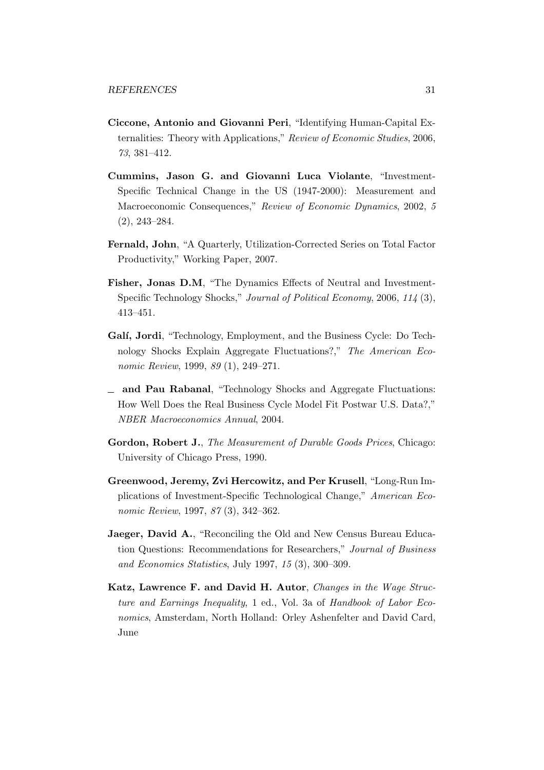**Ciccone, Antonio and Giovanni Peri**, "Identifying Human-Capital Externalities: Theory with Applications," *Review of Economic Studies*, 2006, *73*, 381–412.

**Cummins, Jason G. and Giovanni Luca Violante**, "Investment-Specific Technical Change in the US (1947-2000): Measurement and Macroeconomic Consequences," *Review of Economic Dynamics*, 2002, *5* (2), 243–284.

**Fernald, John**, "A Quarterly, Utilization-Corrected Series on Total Factor Productivity," Working Paper, 2007.

**Fisher, Jonas D.M**, "The Dynamics Effects of Neutral and Investment-Specific Technology Shocks," *Journal of Political Economy*, 2006, *114* (3), 413–451.

**Galí, Jordi**, "Technology, Employment, and the Business Cycle: Do Technology Shocks Explain Aggregate Fluctuations?," *The American Economic Review*, 1999, *89* (1), 249–271.

_ **and Pau Rabanal**, "Technology Shocks and Aggregate Fluctuations: How Well Does the Real Business Cycle Model Fit Postwar U.S. Data?," *NBER Macroeconomics Annual*, 2004.

**Gordon, Robert J.**, *The Measurement of Durable Goods Prices*, Chicago: University of Chicago Press, 1990.

**Greenwood, Jeremy, Zvi Hercowitz, and Per Krusell**, "Long-Run Implications of Investment-Specific Technological Change," *American Economic Review*, 1997, *87* (3), 342–362.

**Jaeger, David A.**, "Reconciling the Old and New Census Bureau Education Questions: Recommendations for Researchers," *Journal of Business and Economics Statistics*, July 1997, *15* (3), 300–309.

**Katz, Lawrence F. and David H. Autor**, *Changes in the Wage Structure and Earnings Inequality*, 1 ed., Vol. 3a of *Handbook of Labor Economics*, Amsterdam, North Holland: Orley Ashenfelter and David Card, June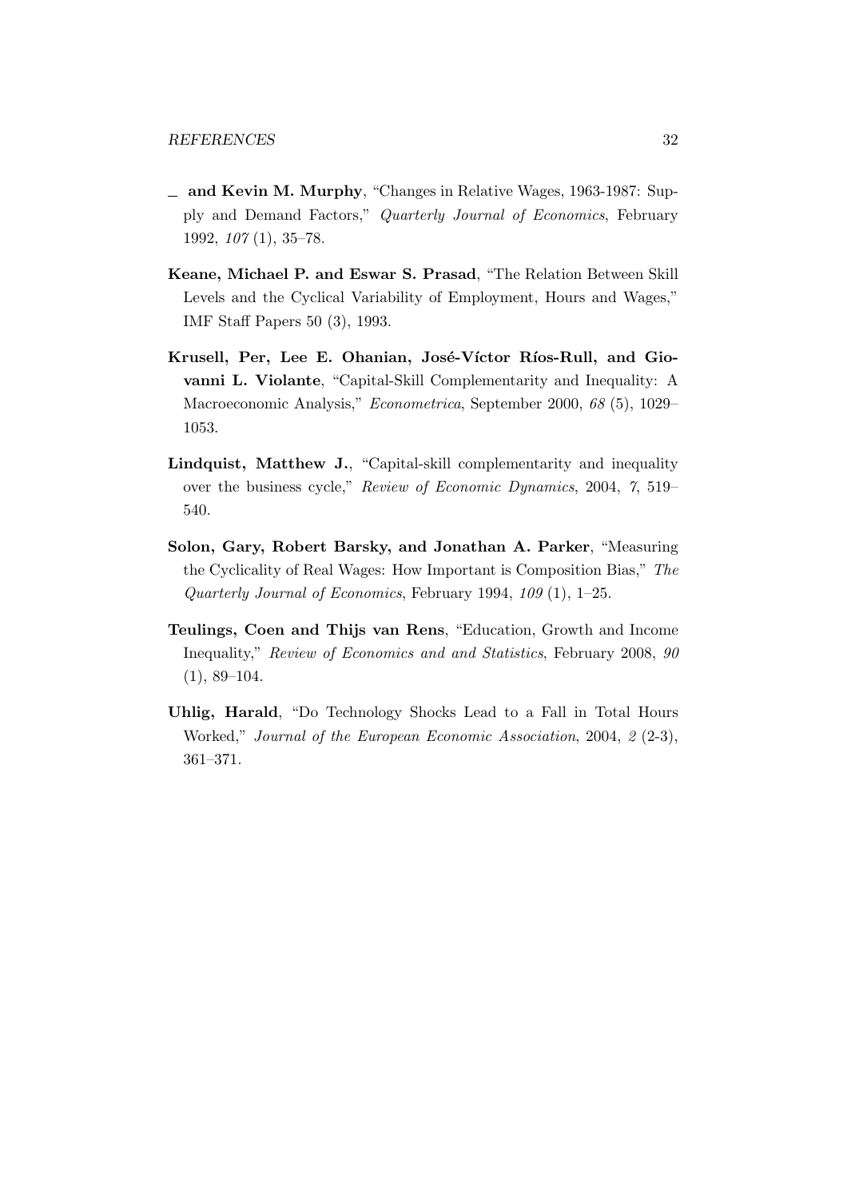— **and Kevin M. Murphy**, "Changes in Relative Wages, 1963-1987: Supply and Demand Factors," *Quarterly Journal of Economics*, February 1992, *107* (1), 35–78.

**Keane, Michael P. and Eswar S. Prasad**, "The Relation Between Skill Levels and the Cyclical Variability of Employment, Hours and Wages," IMF Staff Papers 50 (3), 1993.

**Krusell, Per, Lee E. Ohanian, José-Víctor Ríos-Rull, and Giovanni L. Violante**, "Capital-Skill Complementarity and Inequality: A Macroeconomic Analysis," *Econometrica*, September 2000, *68* (5), 1029–1053.

**Lindquist, Matthew J.**, "Capital-skill complementarity and inequality over the business cycle," *Review of Economic Dynamics*, 2004, *7*, 519–540.

**Solon, Gary, Robert Barsky, and Jonathan A. Parker**, "Measuring the Cyclicality of Real Wages: How Important is Composition Bias," *The Quarterly Journal of Economics*, February 1994, *109* (1), 1–25.

**Teulings, Coen and Thijs van Rens**, "Education, Growth and Income Inequality," *Review of Economics and and Statistics*, February 2008, *90* (1), 89–104.

**Uhlig, Harald**, "Do Technology Shocks Lead to a Fall in Total Hours Worked," *Journal of the European Economic Association*, 2004, *2* (2-3), 361–371.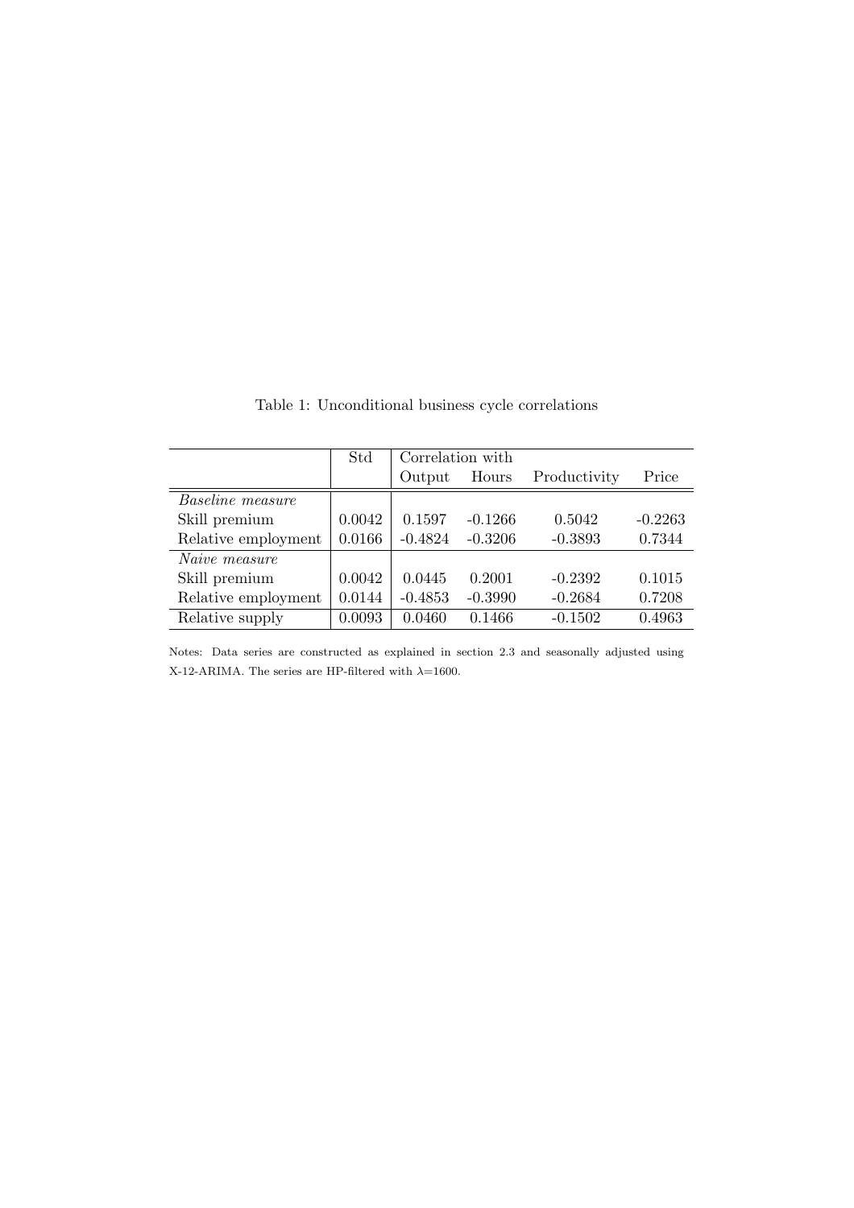Table 1: Unconditional business cycle correlations

| | Std | Correlation with | | | |
|---|---|---|---|---|---|
| | | Output | Hours | Productivity | Price |
| *Baseline measure* | | | | | |
| Skill premium | 0.0042 | 0.1597 | -0.1266 | 0.5042 | -0.2263 |
| Relative employment | 0.0166 | -0.4824 | -0.3206 | -0.3893 | 0.7344 |
| *Naive measure* | | | | | |
| Skill premium | 0.0042 | 0.0445 | 0.2001 | -0.2392 | 0.1015 |
| Relative employment | 0.0144 | -0.4853 | -0.3990 | -0.2684 | 0.7208 |
| Relative supply | 0.0093 | 0.0460 | 0.1466 | -0.1502 | 0.4963 |

Notes: Data series are constructed as explained in section 2.3 and seasonally adjusted using X-12-ARIMA. The series are HP-filtered with $\lambda$=1600.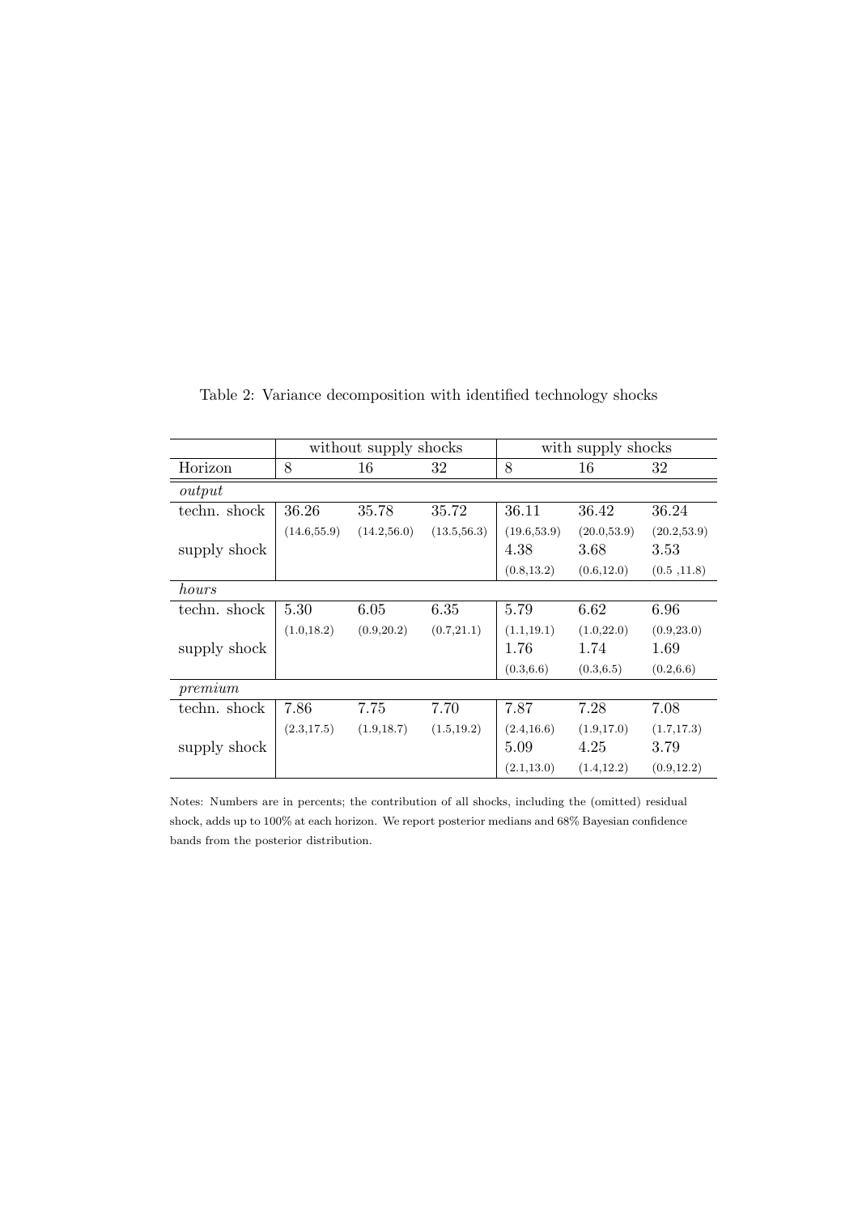Table 2: Variance decomposition with identified technology shocks

| | without supply shocks | | | with supply shocks | | |
|---|---|---|---|---|---|---|
| Horizon | 8 | 16 | 32 | 8 | 16 | 32 |
| *output* | | | | | | |
| techn. shock | 36.26 | 35.78 | 35.72 | 36.11 | 36.42 | 36.24 |
| | (14.6,55.9) | (14.2,56.0) | (13.5,56.3) | (19.6,53.9) | (20.0,53.9) | (20.2,53.9) |
| supply shock | | | | 4.38 | 3.68 | 3.53 |
| | | | | (0.8,13.2) | (0.6,12.0) | (0.5 ,11.8) |
| *hours* | | | | | | |
| techn. shock | 5.30 | 6.05 | 6.35 | 5.79 | 6.62 | 6.96 |
| | (1.0,18.2) | (0.9,20.2) | (0.7,21.1) | (1.1,19.1) | (1.0,22.0) | (0.9,23.0) |
| supply shock | | | | 1.76 | 1.74 | 1.69 |
| | | | | (0.3,6.6) | (0.3,6.5) | (0.2,6.6) |
| *premium* | | | | | | |
| techn. shock | 7.86 | 7.75 | 7.70 | 7.87 | 7.28 | 7.08 |
| | (2.3,17.5) | (1.9,18.7) | (1.5,19.2) | (2.4,16.6) | (1.9,17.0) | (1.7,17.3) |
| supply shock | | | | 5.09 | 4.25 | 3.79 |
| | | | | (2.1,13.0) | (1.4,12.2) | (0.9,12.2) |

Notes: Numbers are in percents; the contribution of all shocks, including the (omitted) residual shock, adds up to 100% at each horizon. We report posterior medians and 68% Bayesian confidence bands from the posterior distribution.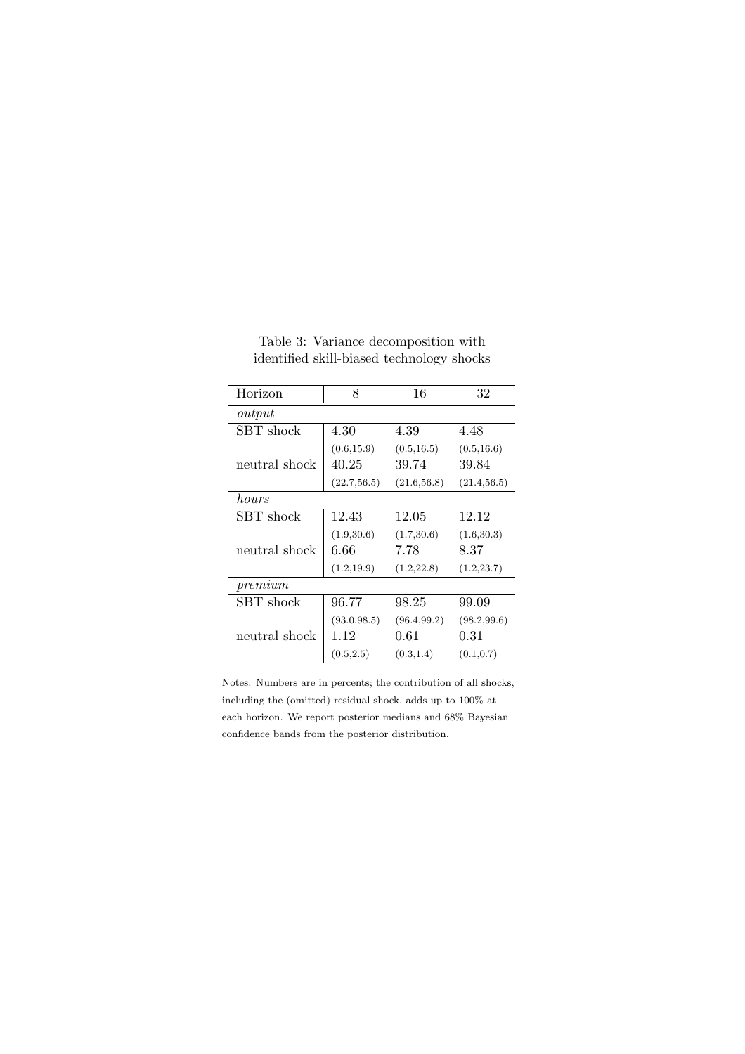Table 3: Variance decomposition with identified skill-biased technology shocks

| Horizon | 8 | 16 | 32 |
|---|---|---|---|
| *output* | | | |
| SBT shock | 4.30 | 4.39 | 4.48 |
| | (0.6,15.9) | (0.5,16.5) | (0.5,16.6) |
| neutral shock | 40.25 | 39.74 | 39.84 |
| | (22.7,56.5) | (21.6,56.8) | (21.4,56.5) |
| *hours* | | | |
| SBT shock | 12.43 | 12.05 | 12.12 |
| | (1.9,30.6) | (1.7,30.6) | (1.6,30.3) |
| neutral shock | 6.66 | 7.78 | 8.37 |
| | (1.2,19.9) | (1.2,22.8) | (1.2,23.7) |
| *premium* | | | |
| SBT shock | 96.77 | 98.25 | 99.09 |
| | (93.0,98.5) | (96.4,99.2) | (98.2,99.6) |
| neutral shock | 1.12 | 0.61 | 0.31 |
| | (0.5,2.5) | (0.3,1.4) | (0.1,0.7) |

Notes: Numbers are in percents; the contribution of all shocks, including the (omitted) residual shock, adds up to 100% at each horizon. We report posterior medians and 68% Bayesian confidence bands from the posterior distribution.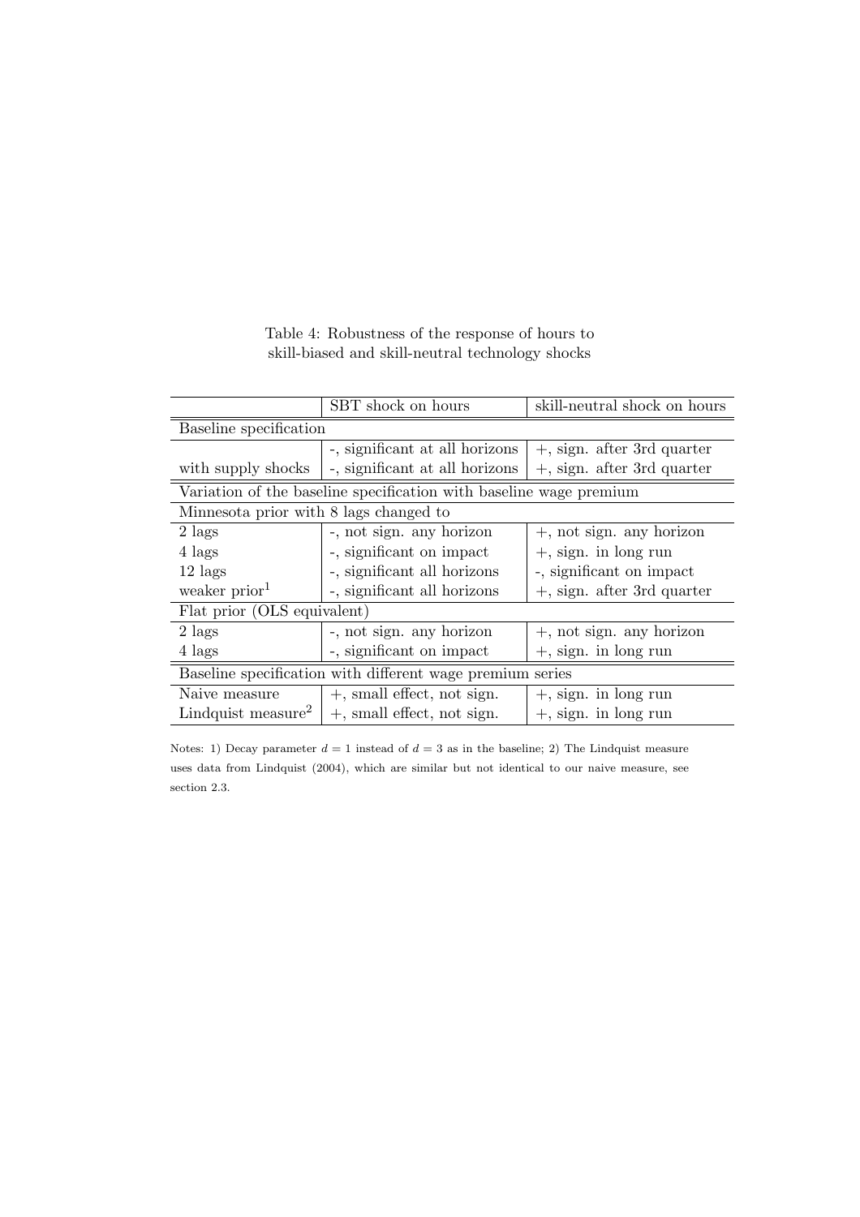Table 4: Robustness of the response of hours to skill-biased and skill-neutral technology shocks

| | SBT shock on hours | skill-neutral shock on hours |
|---|---|---|
| Baseline specification | | |
| | -, significant at all horizons | +, sign. after 3rd quarter |
| with supply shocks | -, significant at all horizons | +, sign. after 3rd quarter |
| Variation of the baseline specification with baseline wage premium | | |
| Minnesota prior with 8 lags changed to | | |
| 2 lags | -, not sign. any horizon | +, not sign. any horizon |
| 4 lags | -, significant on impact | +, sign. in long run |
| 12 lags | -, significant all horizons | -, significant on impact |
| weaker prior[1] | -, significant all horizons | +, sign. after 3rd quarter |
| Flat prior (OLS equivalent) | | |
| 2 lags | -, not sign. any horizon | +, not sign. any horizon |
| 4 lags | -, significant on impact | +, sign. in long run |
| Baseline specification with different wage premium series | | |
| Naive measure | +, small effect, not sign. | +, sign. in long run |
| Lindquist measure[2] | +, small effect, not sign. | +, sign. in long run |

Notes: 1) Decay parameter $d = 1$ instead of $d = 3$ as in the baseline; 2) The Lindquist measure uses data from Lindquist (2004), which are similar but not identical to our naive measure, see section 2.3.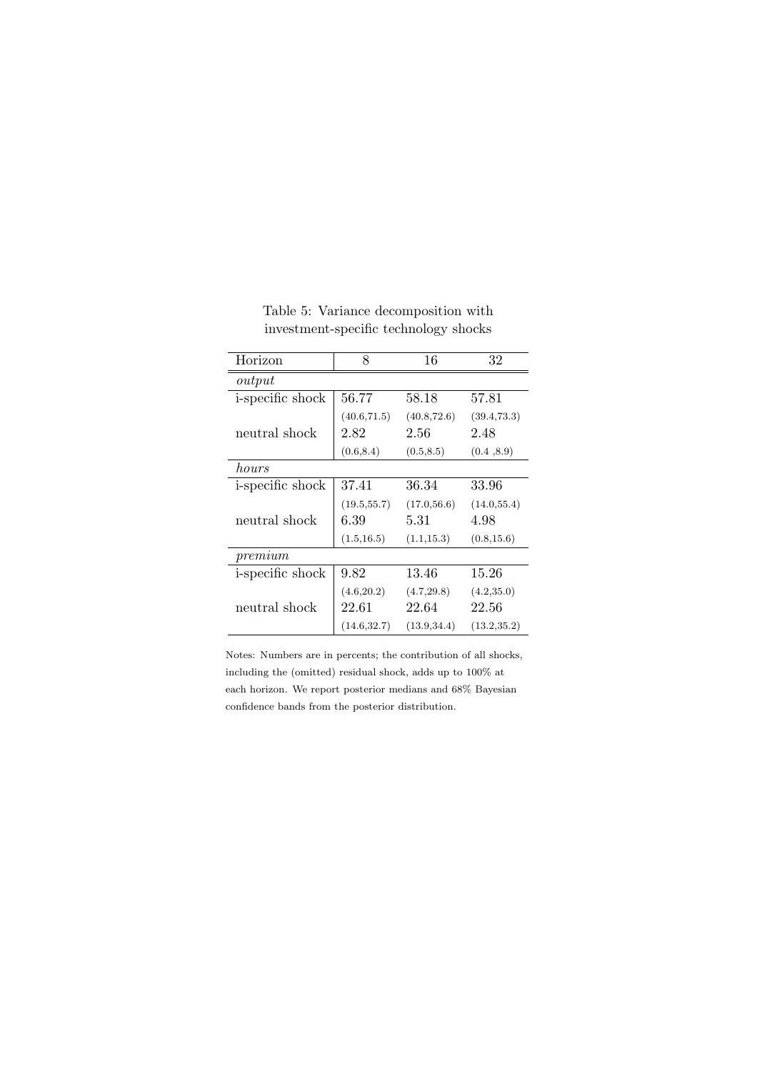Table 5: Variance decomposition with investment-specific technology shocks

| Horizon | 8 | 16 | 32 |
|---|---|---|---|
| *output* | | | |
| i-specific shock | 56.77 | 58.18 | 57.81 |
| | (40.6,71.5) | (40.8,72.6) | (39.4,73.3) |
| neutral shock | 2.82 | 2.56 | 2.48 |
| | (0.6,8.4) | (0.5,8.5) | (0.4 ,8.9) |
| *hours* | | | |
| i-specific shock | 37.41 | 36.34 | 33.96 |
| | (19.5,55.7) | (17.0,56.6) | (14.0,55.4) |
| neutral shock | 6.39 | 5.31 | 4.98 |
| | (1.5,16.5) | (1.1,15.3) | (0.8,15.6) |
| *premium* | | | |
| i-specific shock | 9.82 | 13.46 | 15.26 |
| | (4.6,20.2) | (4.7,29.8) | (4.2,35.0) |
| neutral shock | 22.61 | 22.64 | 22.56 |
| | (14.6,32.7) | (13.9,34.4) | (13.2,35.2) |

Notes: Numbers are in percents; the contribution of all shocks, including the (omitted) residual shock, adds up to 100% at each horizon. We report posterior medians and 68% Bayesian confidence bands from the posterior distribution.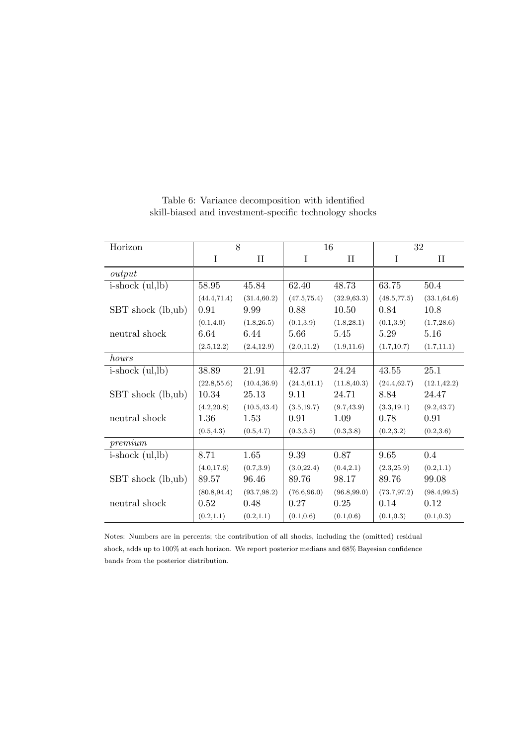Table 6: Variance decomposition with identified skill-biased and investment-specific technology shocks

| Horizon | 8 | | 16 | | 32 | |
|---|---|---|---|---|---|---|
| | I | II | I | II | I | II |
| *output* | | | | | | |
| i-shock (ul,lb) | 58.95 | 45.84 | 62.40 | 48.73 | 63.75 | 50.4 |
| | (44.4,71.4) | (31.4,60.2) | (47.5,75.4) | (32.9,63.3) | (48.5,77.5) | (33.1,64.6) |
| SBT shock (lb,ub) | 0.91 | 9.99 | 0.88 | 10.50 | 0.84 | 10.8 |
| | (0.1,4.0) | (1.8,26.5) | (0.1,3.9) | (1.8,28.1) | (0.1,3.9) | (1.7,28.6) |
| neutral shock | 6.64 | 6.44 | 5.66 | 5.45 | 5.29 | 5.16 |
| | (2.5,12.2) | (2.4,12.9) | (2.0,11.2) | (1.9,11.6) | (1.7,10.7) | (1.7,11.1) |
| *hours* | | | | | | |
| i-shock (ul,lb) | 38.89 | 21.91 | 42.37 | 24.24 | 43.55 | 25.1 |
| | (22.8,55.6) | (10.4,36.9) | (24.5,61.1) | (11.8,40.3) | (24.4,62.7) | (12.1,42.2) |
| SBT shock (lb,ub) | 10.34 | 25.13 | 9.11 | 24.71 | 8.84 | 24.47 |
| | (4.2,20.8) | (10.5,43.4) | (3.5,19.7) | (9.7,43.9) | (3.3,19.1) | (9.2,43.7) |
| neutral shock | 1.36 | 1.53 | 0.91 | 1.09 | 0.78 | 0.91 |
| | (0.5,4.3) | (0.5,4.7) | (0.3,3.5) | (0.3,3.8) | (0.2,3.2) | (0.2,3.6) |
| *premium* | | | | | | |
| i-shock (ul,lb) | 8.71 | 1.65 | 9.39 | 0.87 | 9.65 | 0.4 |
| | (4.0,17.6) | (0.7,3.9) | (3.0,22.4) | (0.4,2.1) | (2.3,25.9) | (0.2,1.1) |
| SBT shock (lb,ub) | 89.57 | 96.46 | 89.76 | 98.17 | 89.76 | 99.08 |
| | (80.8,94.4) | (93.7,98.2) | (76.6,96.0) | (96.8,99.0) | (73.7,97.2) | (98.4,99.5) |
| neutral shock | 0.52 | 0.48 | 0.27 | 0.25 | 0.14 | 0.12 |
| | (0.2,1.1) | (0.2,1.1) | (0.1,0.6) | (0.1,0.6) | (0.1,0.3) | (0.1,0.3) |

Notes: Numbers are in percents; the contribution of all shocks, including the (omitted) residual shock, adds up to 100% at each horizon. We report posterior medians and 68% Bayesian confidence bands from the posterior distribution.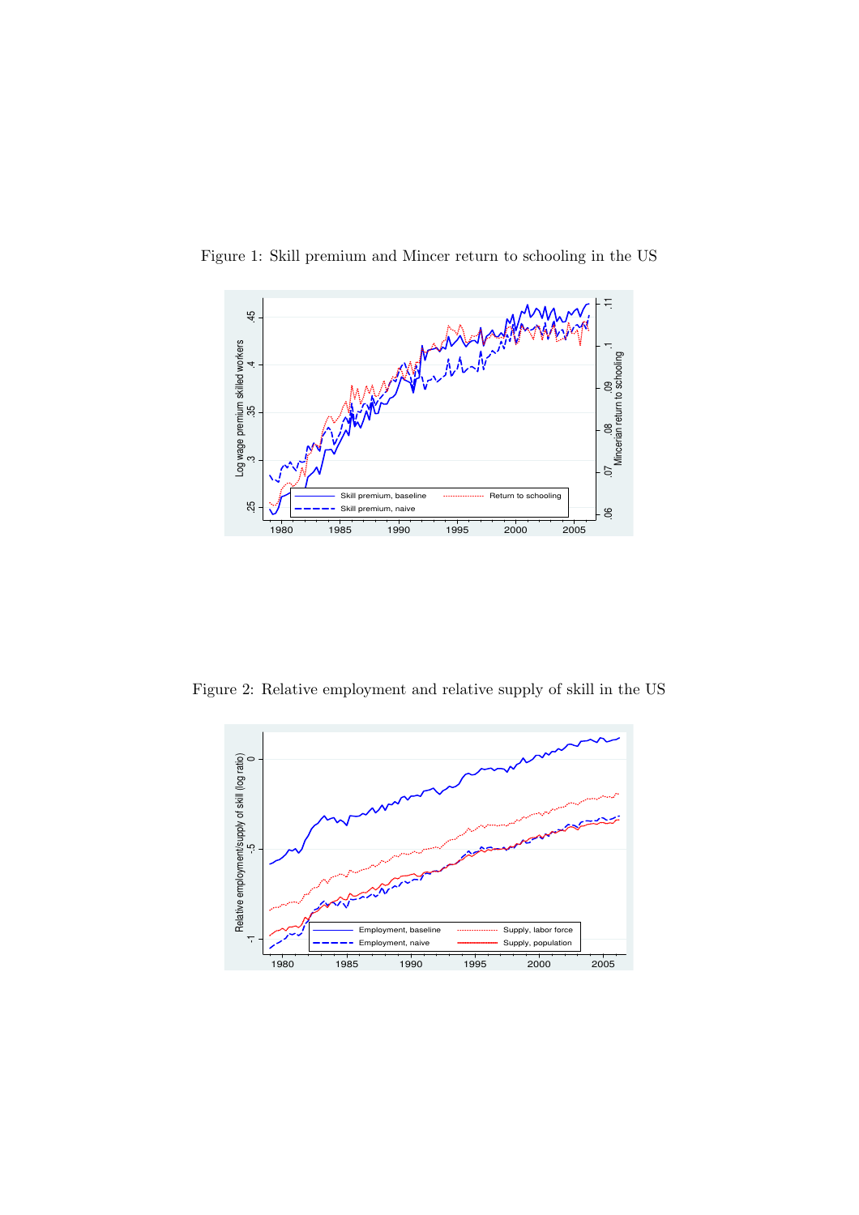Figure 1: Skill premium and Mincer return to schooling in the US

Figure 2: Relative employment and relative supply of skill in the US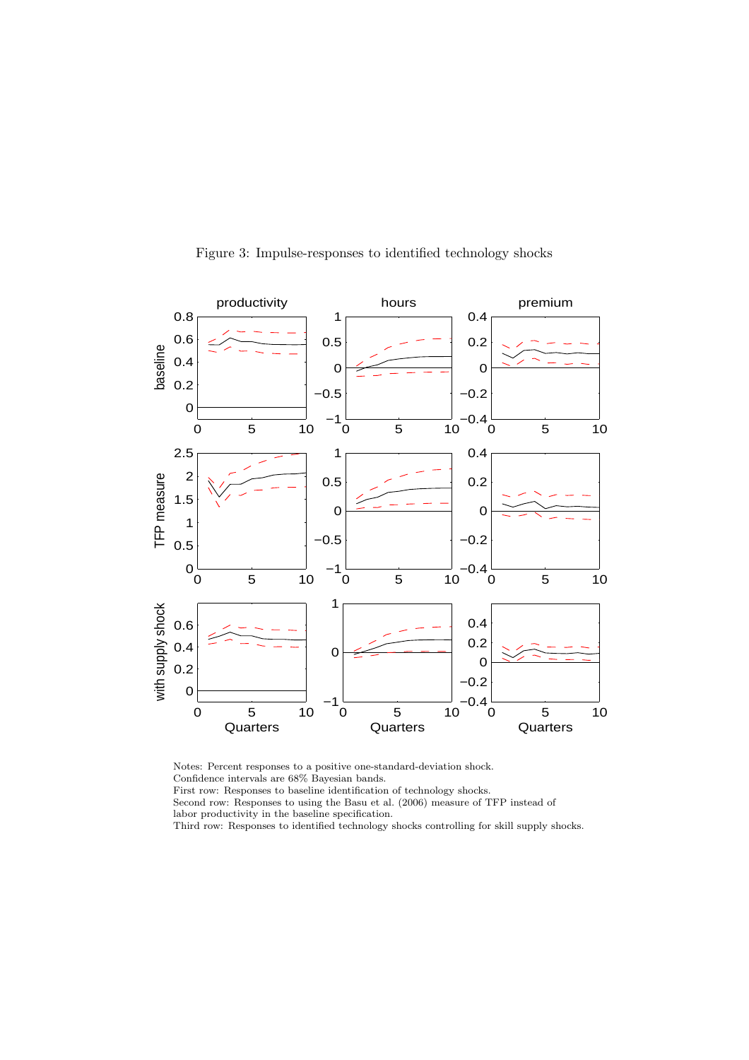Figure 3: Impulse-responses to identified technology shocks

Notes: Percent responses to a positive one-standard-deviation shock.
Confidence intervals are 68% Bayesian bands.
First row: Responses to baseline identification of technology shocks.
Second row: Responses to using the Basu et al. (2006) measure of TFP instead of labor productivity in the baseline specification.
Third row: Responses to identified technology shocks controlling for skill supply shocks.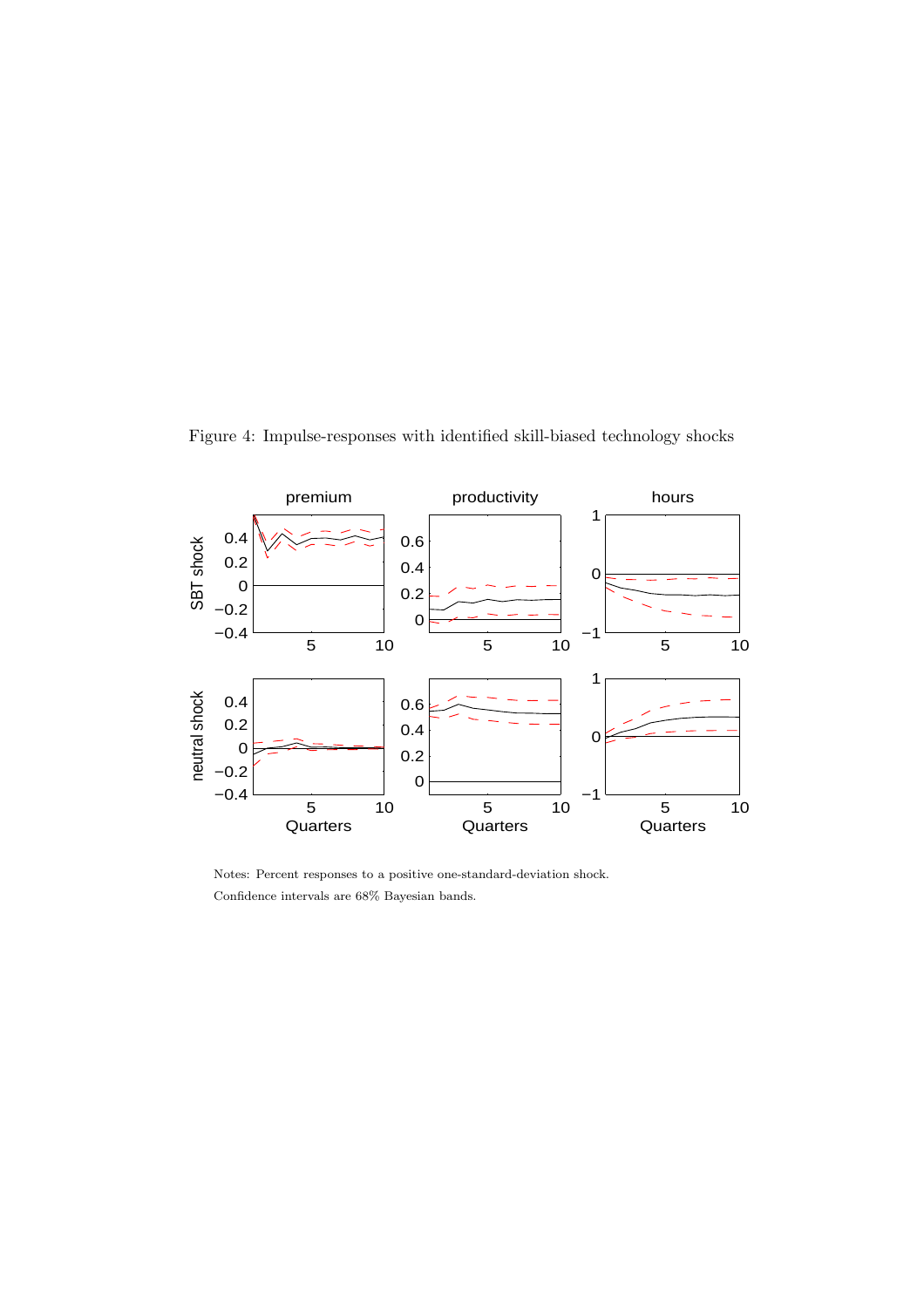Figure 4: Impulse-responses with identified skill-biased technology shocks

Notes: Percent responses to a positive one-standard-deviation shock.

Confidence intervals are 68% Bayesian bands.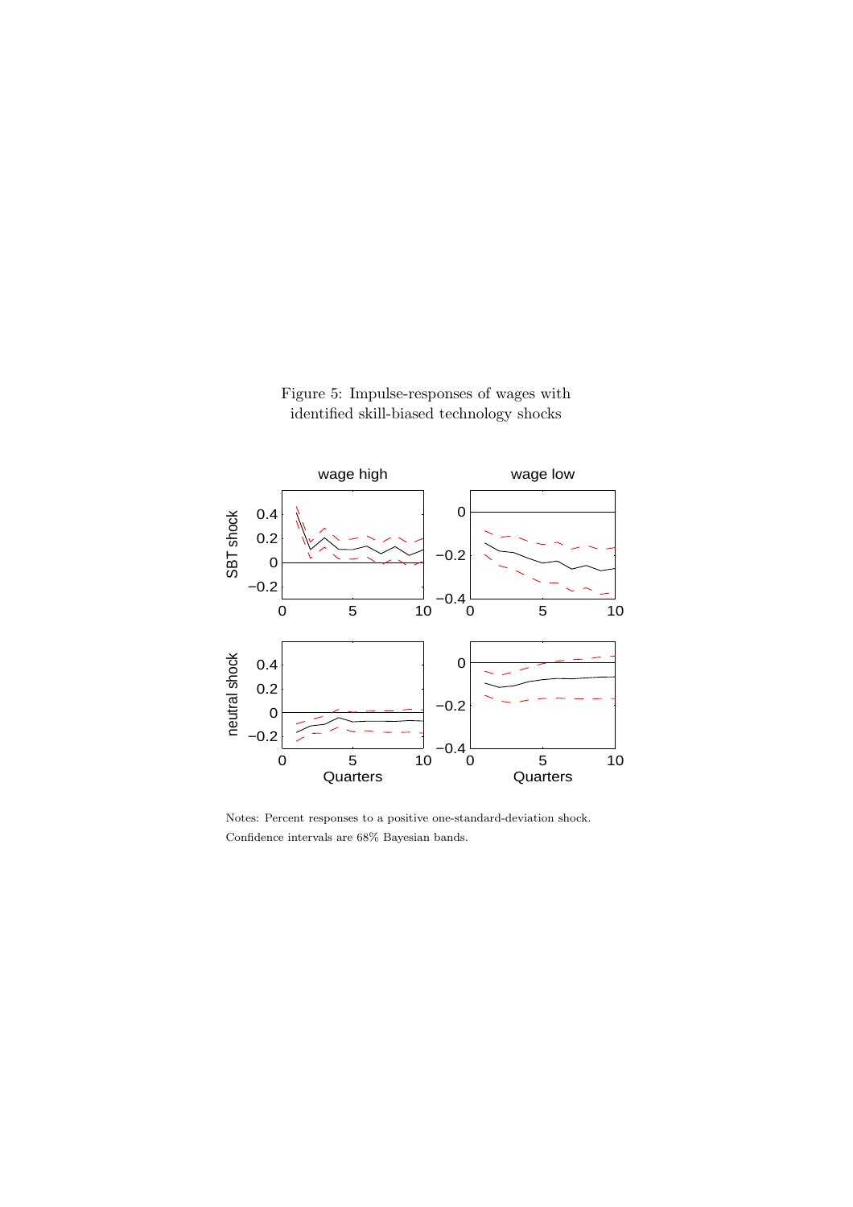Figure 5: Impulse-responses of wages with identified skill-biased technology shocks

Notes: Percent responses to a positive one-standard-deviation shock. Confidence intervals are 68% Bayesian bands.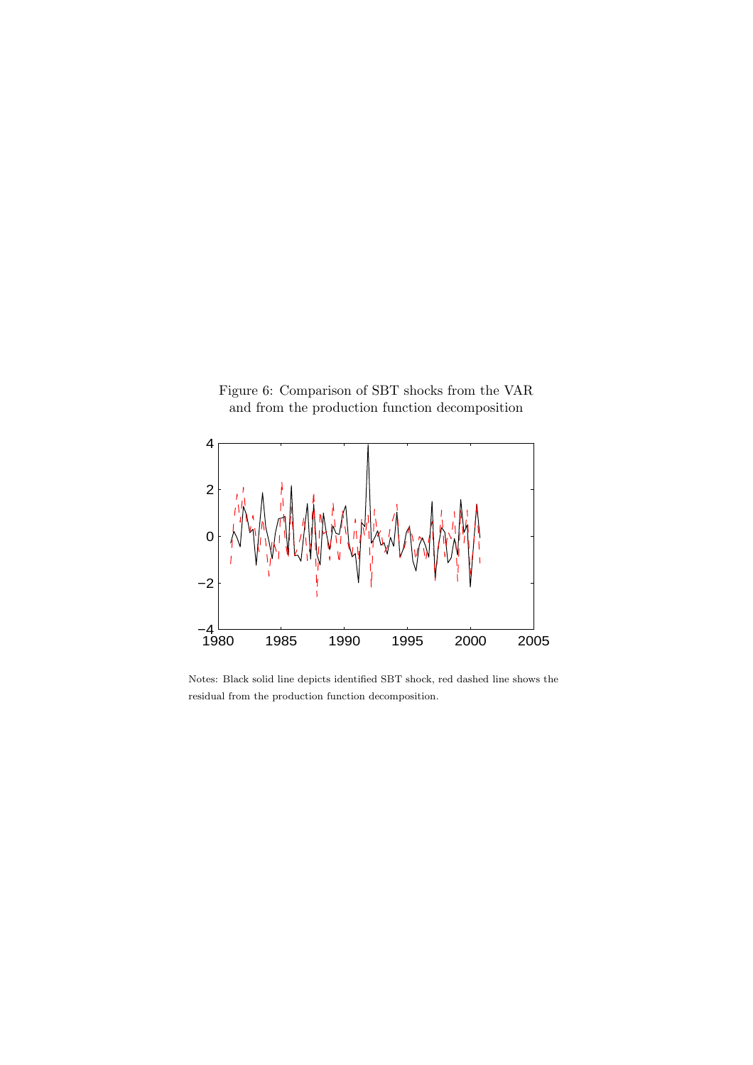Figure 6: Comparison of SBT shocks from the VAR and from the production function decomposition

Notes: Black solid line depicts identified SBT shock, red dashed line shows the residual from the production function decomposition.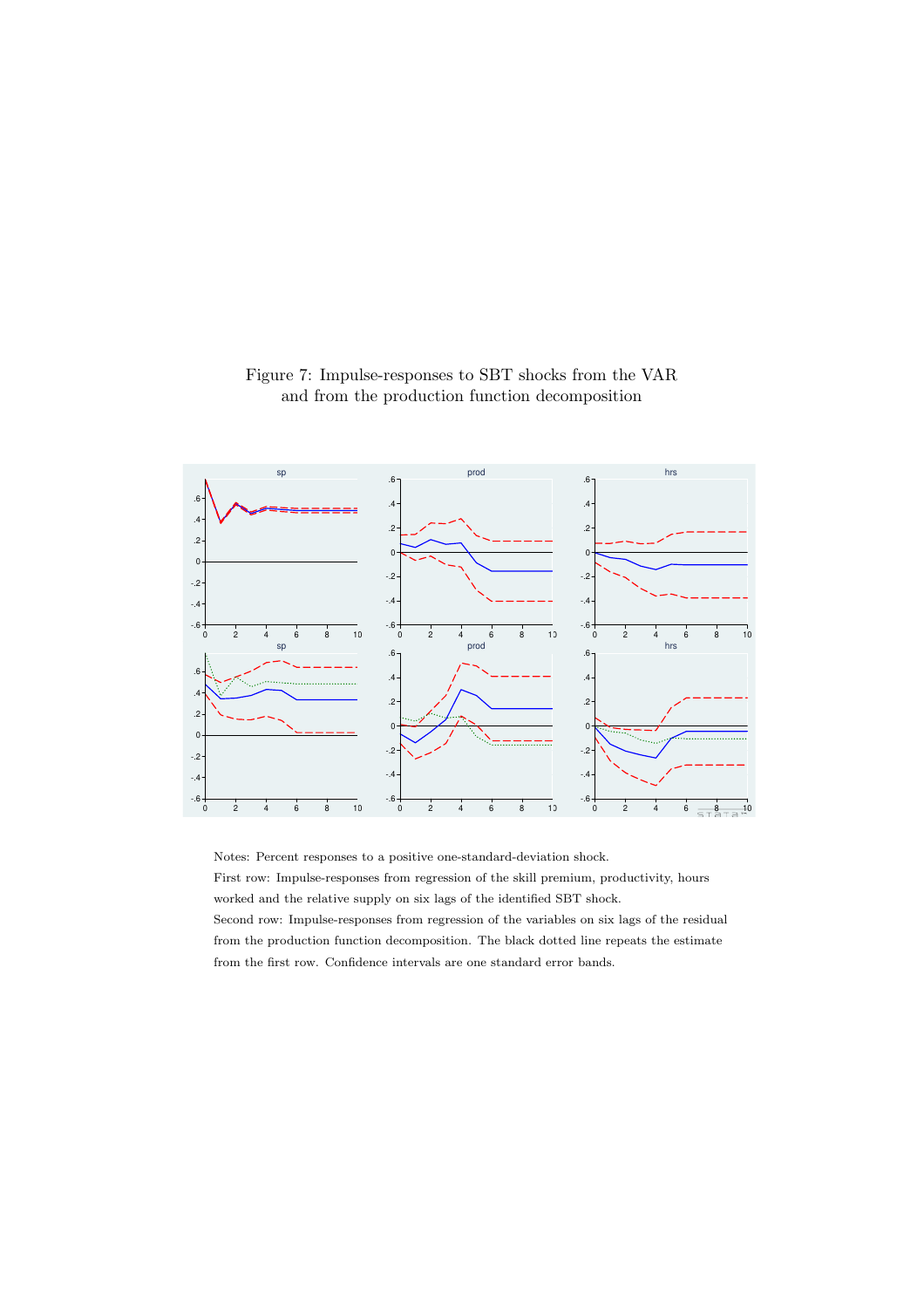Figure 7: Impulse-responses to SBT shocks from the VAR and from the production function decomposition

Notes: Percent responses to a positive one-standard-deviation shock.

First row: Impulse-responses from regression of the skill premium, productivity, hours worked and the relative supply on six lags of the identified SBT shock.

Second row: Impulse-responses from regression of the variables on six lags of the residual from the production function decomposition. The black dotted line repeats the estimate from the first row. Confidence intervals are one standard error bands.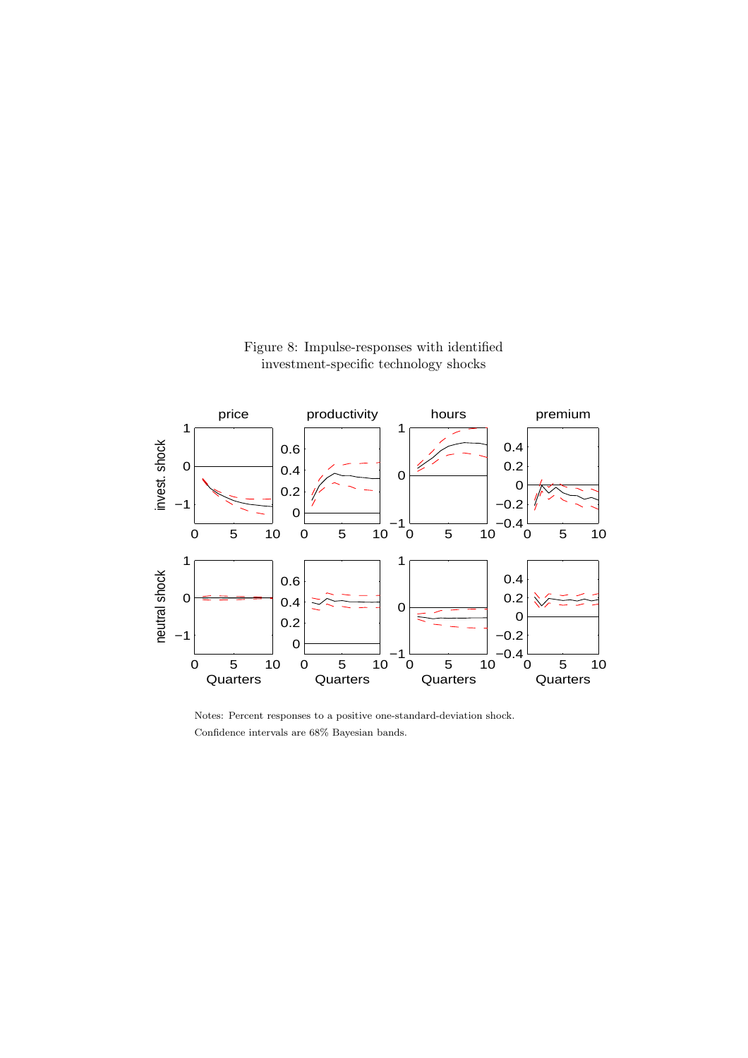Figure 8: Impulse-responses with identified investment-specific technology shocks

Notes: Percent responses to a positive one-standard-deviation shock.
Confidence intervals are 68% Bayesian bands.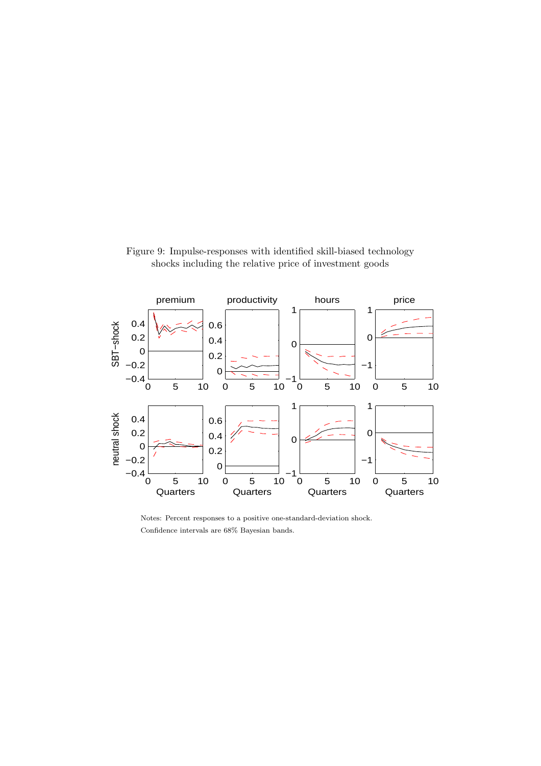Figure 9: Impulse-responses with identified skill-biased technology shocks including the relative price of investment goods

Notes: Percent responses to a positive one-standard-deviation shock.

Confidence intervals are 68% Bayesian bands.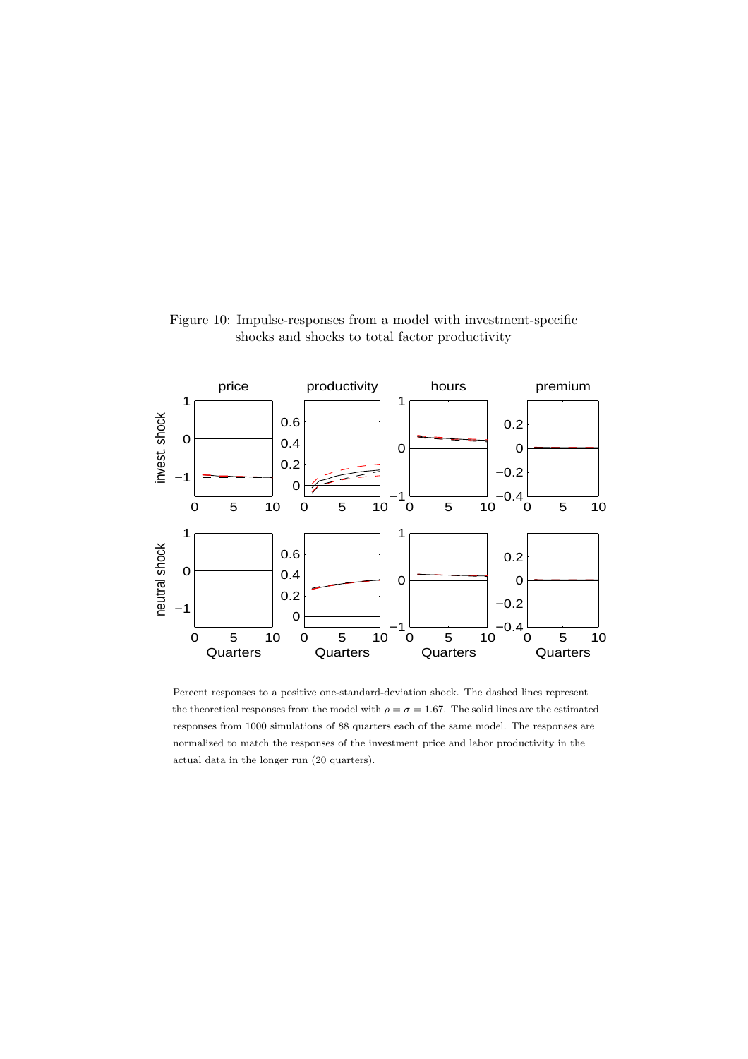Figure 10: Impulse-responses from a model with investment-specific shocks and shocks to total factor productivity

Percent responses to a positive one-standard-deviation shock. The dashed lines represent the theoretical responses from the model with $\rho = \sigma = 1.67$. The solid lines are the estimated responses from 1000 simulations of 88 quarters each of the same model. The responses are normalized to match the responses of the investment price and labor productivity in the actual data in the longer run (20 quarters).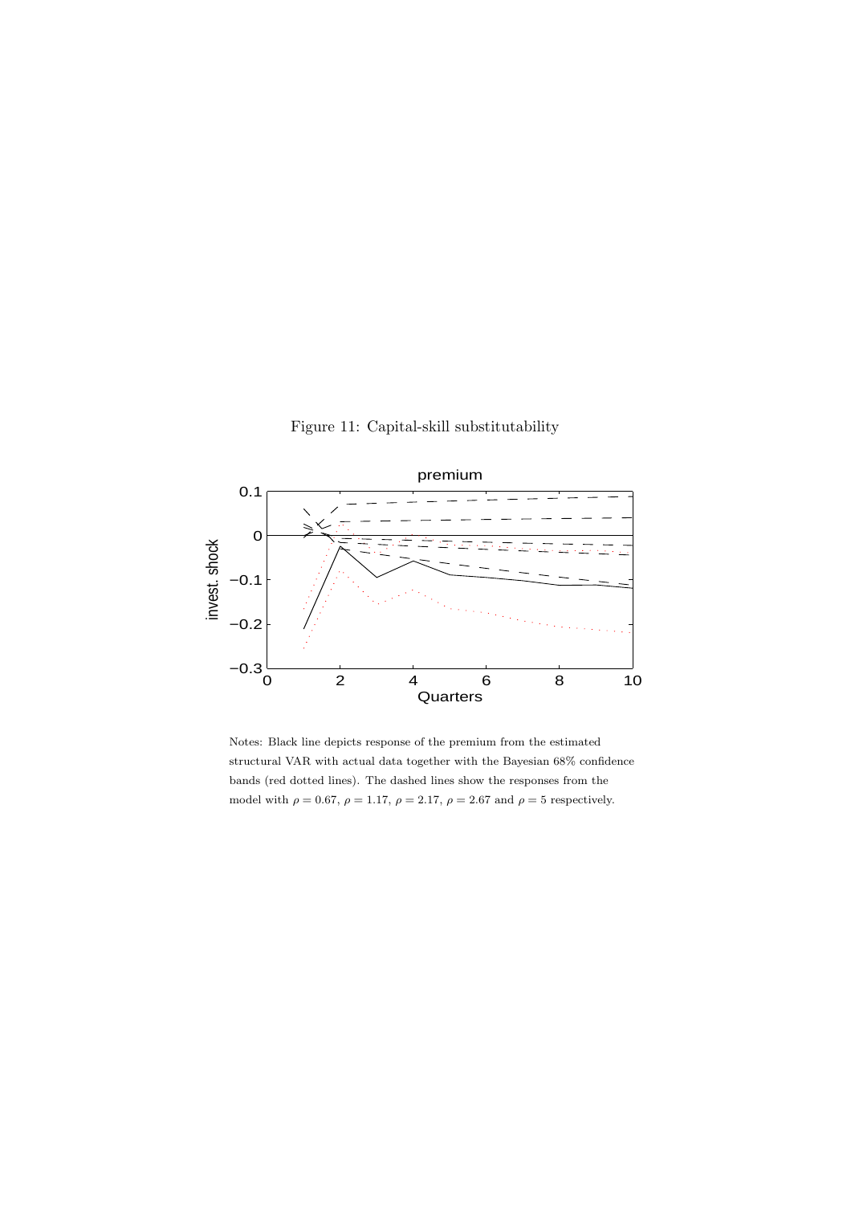Figure 11: Capital-skill substitutability

premium

invest. shock

0.1
0
−0.1
−0.2
−0.3

0
2
4
6
8
10

Quarters

Notes: Black line depicts response of the premium from the estimated structural VAR with actual data together with the Bayesian 68% confidence bands (red dotted lines). The dashed lines show the responses from the model with $\rho = 0.67$, $\rho = 1.17$, $\rho = 2.17$, $\rho = 2.67$ and $\rho = 5$ respectively.